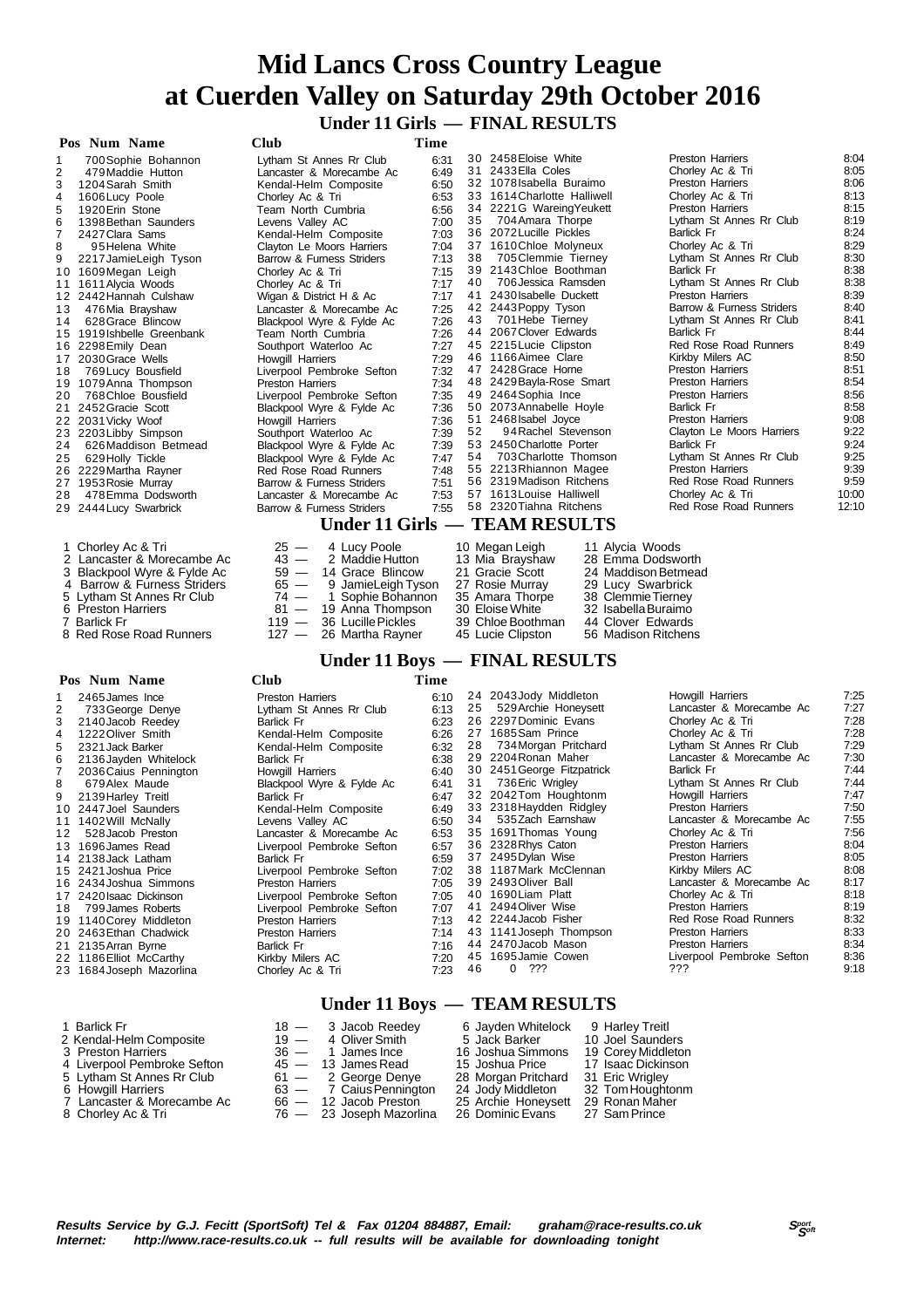# Mid Lancs Cross Country League
# at Cuerden Valley on Saturday 29th October 2016

## Under 11 Girls — FINAL RESULTS

| Pos | Num | Name | Club | Time |
|---|---|---|---|---|
| 1 | 700 | Sophie Bohannon | Lytham St Annes Rr Club | 6:31 |
| 2 | 479 | Maddie Hutton | Lancaster & Morecambe Ac | 6:49 |
| 3 | 1204 | Sarah Smith | Kendal-Helm Composite | 6:50 |
| 4 | 1606 | Lucy Poole | Chorley Ac & Tri | 6:53 |
| 5 | 1920 | Erin Stone | Team North Cumbria | 6:56 |
| 6 | 1398 | Bethan Saunders | Levens Valley AC | 7:00 |
| 7 | 2427 | Clara Sams | Kendal-Helm Composite | 7:03 |
| 8 | 95 | Helena White | Clayton Le Moors Harriers | 7:04 |
| 9 | 2217 | JamieLeigh Tyson | Barrow & Furness Striders | 7:13 |
| 10 | 1609 | Megan Leigh | Chorley Ac & Tri | 7:15 |
| 11 | 1611 | Alycia Woods | Chorley Ac & Tri | 7:17 |
| 12 | 2442 | Hannah Culshaw | Wigan & District H & Ac | 7:17 |
| 13 | 476 | Mia Brayshaw | Lancaster & Morecambe Ac | 7:25 |
| 14 | 628 | Grace Blincow | Blackpool Wyre & Fylde Ac | 7:26 |
| 15 | 1919 | Ishbelle Greenbank | Team North Cumbria | 7:26 |
| 16 | 2298 | Emily Dean | Southport Waterloo Ac | 7:27 |
| 17 | 2030 | Grace Wells | Howgill Harriers | 7:29 |
| 18 | 769 | Lucy Bousfield | Liverpool Pembroke Sefton | 7:32 |
| 19 | 1079 | Anna Thompson | Preston Harriers | 7:34 |
| 20 | 768 | Chloe Bousfield | Liverpool Pembroke Sefton | 7:35 |
| 21 | 2452 | Gracie Scott | Blackpool Wyre & Fylde Ac | 7:36 |
| 22 | 2031 | Vicky Woof | Howgill Harriers | 7:36 |
| 23 | 2203 | Libby Simpson | Southport Waterloo Ac | 7:39 |
| 24 | 626 | Maddison Betmead | Blackpool Wyre & Fylde Ac | 7:39 |
| 25 | 629 | Holly Tickle | Blackpool Wyre & Fylde Ac | 7:47 |
| 26 | 2229 | Martha Rayner | Red Rose Road Runners | 7:48 |
| 27 | 1953 | Rosie Murray | Barrow & Furness Striders | 7:51 |
| 28 | 478 | Emma Dodsworth | Lancaster & Morecambe Ac | 7:53 |
| 29 | 2444 | Lucy Swarbrick | Barrow & Furness Striders | 7:55 |
| 30 | 2458 | Eloise White | Preston Harriers | 8:04 |
| 31 | 2433 | Ella Coles | Chorley Ac & Tri | 8:05 |
| 32 | 1078 | Isabella Buraimo | Preston Harriers | 8:06 |
| 33 | 1614 | Charlotte Halliwell | Chorley Ac & Tri | 8:13 |
| 34 | 2221 | G WareingYeukett | Preston Harriers | 8:15 |
| 35 | 704 | Amara Thorpe | Lytham St Annes Rr Club | 8:19 |
| 36 | 2072 | Lucille Pickles | Barlick Fr | 8:24 |
| 37 | 1610 | Chloe Molyneux | Chorley Ac & Tri | 8:29 |
| 38 | 705 | Clemmie Tierney | Lytham St Annes Rr Club | 8:30 |
| 39 | 2143 | Chloe Boothman | Barlick Fr | 8:38 |
| 40 | 706 | Jessica Ramsden | Lytham St Annes Rr Club | 8:38 |
| 41 | 2430 | Isabelle Duckett | Preston Harriers | 8:39 |
| 42 | 2443 | Poppy Tyson | Barrow & Furness Striders | 8:40 |
| 43 | 701 | Hebe Tierney | Lytham St Annes Rr Club | 8:41 |
| 44 | 2067 | Clover Edwards | Barlick Fr | 8:44 |
| 45 | 2215 | Lucie Clipston | Red Rose Road Runners | 8:49 |
| 46 | 1166 | Aimee Clare | Kirkby Milers AC | 8:50 |
| 47 | 2428 | Grace Horne | Preston Harriers | 8:51 |
| 48 | 2429 | Bayla-Rose Smart | Preston Harriers | 8:54 |
| 49 | 2464 | Sophia Ince | Preston Harriers | 8:56 |
| 50 | 2073 | Annabelle Hoyle | Barlick Fr | 8:58 |
| 51 | 2468 | Isabel Joyce | Preston Harriers | 9:08 |
| 52 | 94 | Rachel Stevenson | Clayton Le Moors Harriers | 9:22 |
| 53 | 2450 | Charlotte Porter | Barlick Fr | 9:24 |
| 54 | 703 | Charlotte Thomson | Lytham St Annes Rr Club | 9:25 |
| 55 | 2213 | Rhiannon Magee | Preston Harriers | 9:39 |
| 56 | 2319 | Madison Ritchens | Red Rose Road Runners | 9:59 |
| 57 | 1613 | Louise Halliwell | Chorley Ac & Tri | 10:00 |
| 58 | 2320 | Tiahna Ritchens | Red Rose Road Runners | 12:10 |

## Under 11 Girls — TEAM RESULTS

| Pos | Team | Points | | | | |
|---|---|---|---|---|---|---|
| 1 | Chorley Ac & Tri | 25 | 4 Lucy Poole | 10 Megan Leigh | 11 Alycia Woods | |
| 2 | Lancaster & Morecambe Ac | 43 | 2 Maddie Hutton | 13 Mia Brayshaw | 28 Emma Dodsworth | |
| 3 | Blackpool Wyre & Fylde Ac | 59 | 14 Grace Blincow | 21 Gracie Scott | 24 Maddison Betmead | |
| 4 | Barrow & Furness Striders | 65 | 9 JamieLeigh Tyson | 27 Rosie Murray | 29 Lucy Swarbrick | |
| 5 | Lytham St Annes Rr Club | 74 | 1 Sophie Bohannon | 35 Amara Thorpe | 38 Clemmie Tierney | |
| 6 | Preston Harriers | 81 | 19 Anna Thompson | 30 Eloise White | 32 Isabella Buraimo | |
| 7 | Barlick Fr | 119 | 36 Lucille Pickles | 39 Chloe Boothman | 44 Clover Edwards | |
| 8 | Red Rose Road Runners | 127 | 26 Martha Rayner | 45 Lucie Clipston | 56 Madison Ritchens | |

## Under 11 Boys — FINAL RESULTS

| Pos | Num | Name | Club | Time |
|---|---|---|---|---|
| 1 | 2465 | James Ince | Preston Harriers | 6:10 |
| 2 | 733 | George Denye | Lytham St Annes Rr Club | 6:13 |
| 3 | 2140 | Jacob Reedey | Barlick Fr | 6:23 |
| 4 | 1222 | Oliver Smith | Kendal-Helm Composite | 6:26 |
| 5 | 2321 | Jack Barker | Kendal-Helm Composite | 6:32 |
| 6 | 2136 | Jayden Whitelock | Barlick Fr | 6:38 |
| 7 | 2036 | Caius Pennington | Howgill Harriers | 6:40 |
| 8 | 679 | Alex Maude | Blackpool Wyre & Fylde Ac | 6:41 |
| 9 | 2139 | Harley Treitl | Barlick Fr | 6:47 |
| 10 | 2447 | Joel Saunders | Kendal-Helm Composite | 6:49 |
| 11 | 1402 | Will McNally | Levens Valley AC | 6:50 |
| 12 | 528 | Jacob Preston | Lancaster & Morecambe Ac | 6:53 |
| 13 | 1696 | James Read | Liverpool Pembroke Sefton | 6:57 |
| 14 | 2138 | Jack Latham | Barlick Fr | 6:59 |
| 15 | 2421 | Joshua Price | Liverpool Pembroke Sefton | 7:02 |
| 16 | 2434 | Joshua Simmons | Preston Harriers | 7:05 |
| 17 | 2420 | Isaac Dickinson | Liverpool Pembroke Sefton | 7:05 |
| 18 | 799 | James Roberts | Liverpool Pembroke Sefton | 7:07 |
| 19 | 1140 | Corey Middleton | Preston Harriers | 7:13 |
| 20 | 2463 | Ethan Chadwick | Preston Harriers | 7:14 |
| 21 | 2135 | Arran Byrne | Barlick Fr | 7:16 |
| 22 | 1186 | Elliot McCarthy | Kirkby Milers AC | 7:20 |
| 23 | 1684 | Joseph Mazorlina | Chorley Ac & Tri | 7:23 |
| 24 | 2043 | Jody Middleton | Howgill Harriers | 7:25 |
| 25 | 529 | Archie Honeysett | Lancaster & Morecambe Ac | 7:27 |
| 26 | 2297 | Dominic Evans | Chorley Ac & Tri | 7:28 |
| 27 | 1685 | Sam Prince | Chorley Ac & Tri | 7:28 |
| 28 | 734 | Morgan Pritchard | Lytham St Annes Rr Club | 7:29 |
| 29 | 2204 | Ronan Maher | Lancaster & Morecambe Ac | 7:30 |
| 30 | 2451 | George Fitzpatrick | Barlick Fr | 7:44 |
| 31 | 736 | Eric Wrigley | Lytham St Annes Rr Club | 7:44 |
| 32 | 2042 | Tom Houghtonm | Howgill Harriers | 7:47 |
| 33 | 2318 | Haydden Ridgley | Preston Harriers | 7:50 |
| 34 | 535 | Zach Earnshaw | Lancaster & Morecambe Ac | 7:55 |
| 35 | 1691 | Thomas Young | Chorley Ac & Tri | 7:56 |
| 36 | 2328 | Rhys Caton | Preston Harriers | 8:04 |
| 37 | 2495 | Dylan Wise | Preston Harriers | 8:05 |
| 38 | 1187 | Mark McClennan | Kirkby Milers AC | 8:08 |
| 39 | 2493 | Oliver Ball | Lancaster & Morecambe Ac | 8:17 |
| 40 | 1690 | Liam Platt | Chorley Ac & Tri | 8:18 |
| 41 | 2494 | Oliver Wise | Preston Harriers | 8:19 |
| 42 | 2244 | Jacob Fisher | Red Rose Road Runners | 8:32 |
| 43 | 1141 | Joseph Thompson | Preston Harriers | 8:33 |
| 44 | 2470 | Jacob Mason | Preston Harriers | 8:34 |
| 45 | 1695 | Jamie Cowen | Liverpool Pembroke Sefton | 8:36 |
| 46 | 0 | ??? | ??? | 9:18 |

## Under 11 Boys — TEAM RESULTS

| Pos | Team | Points | | | |
|---|---|---|---|---|---|
| 1 | Barlick Fr | 18 | 3 Jacob Reedey | 6 Jayden Whitelock | 9 Harley Treitl |
| 2 | Kendal-Helm Composite | 19 | 4 Oliver Smith | 5 Jack Barker | 10 Joel Saunders |
| 3 | Preston Harriers | 36 | 1 James Ince | 16 Joshua Simmons | 19 Corey Middleton |
| 4 | Liverpool Pembroke Sefton | 45 | 13 James Read | 15 Joshua Price | 17 Isaac Dickinson |
| 5 | Lytham St Annes Rr Club | 61 | 2 George Denye | 28 Morgan Pritchard | 31 Eric Wrigley |
| 6 | Howgill Harriers | 63 | 7 Caius Pennington | 24 Jody Middleton | 32 Tom Houghtonm |
| 7 | Lancaster & Morecambe Ac | 66 | 12 Jacob Preston | 25 Archie Honeysett | 29 Ronan Maher |
| 8 | Chorley Ac & Tri | 76 | 23 Joseph Mazorlina | 26 Dominic Evans | 27 Sam Prince |

***Results Service by G.J. Fecitt (SportSoft) Tel & Fax 01204 884887, Email: graham@race-results.co.uk***
***Internet: http://www.race-results.co.uk -- full results will be available for downloading tonight***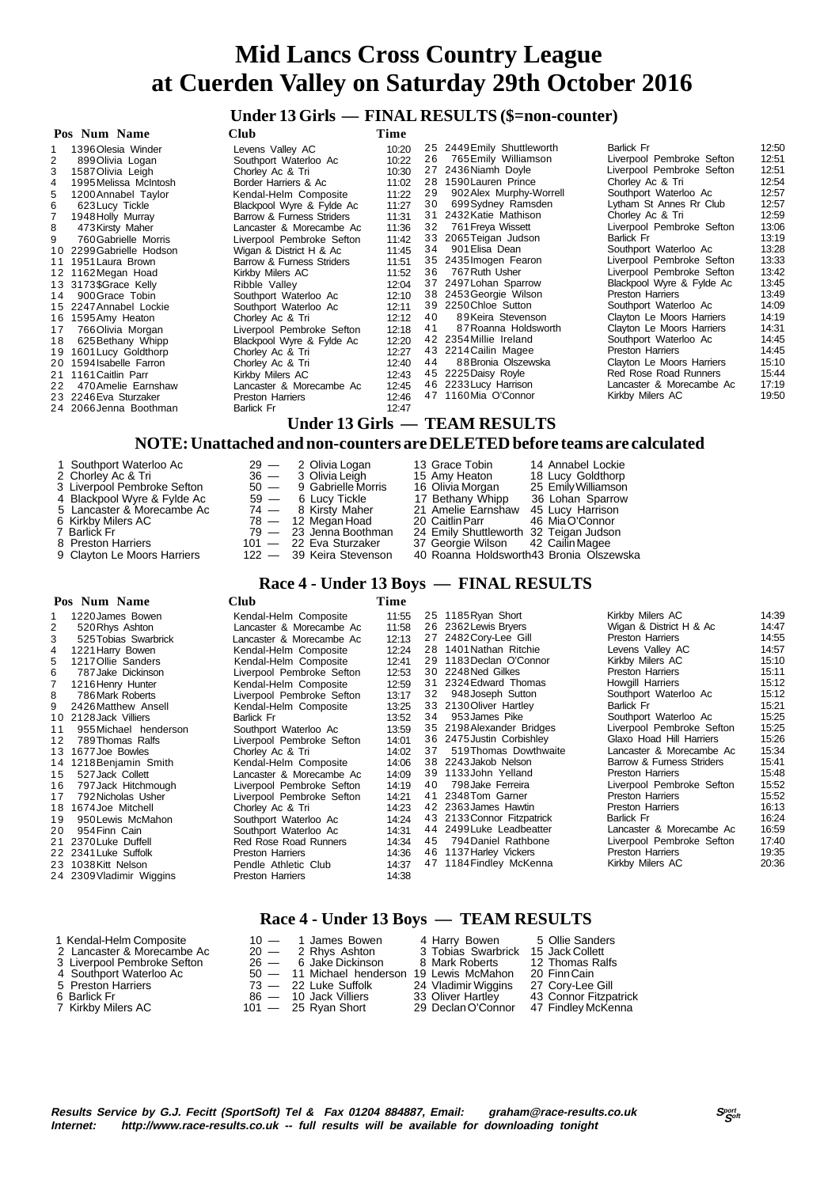# Mid Lancs Cross Country League
# at Cuerden Valley on Saturday 29th October 2016

## Under 13 Girls — FINAL RESULTS ($=non-counter)

| Pos | Num | Name | Club | Time |
|---|---|---|---|---|
| 1 | 1396 | Olesia Winder | Levens Valley AC | 10:20 |
| 2 | 899 | Olivia Logan | Southport Waterloo Ac | 10:22 |
| 3 | 1587 | Olivia Leigh | Chorley Ac & Tri | 10:30 |
| 4 | 1995 | Melissa McIntosh | Border Harriers & Ac | 11:02 |
| 5 | 1200 | Annabel Taylor | Kendal-Helm Composite | 11:22 |
| 6 | 623 | Lucy Tickle | Blackpool Wyre & Fylde Ac | 11:27 |
| 7 | 1948 | Holly Murray | Barrow & Furness Striders | 11:31 |
| 8 | 473 | Kirsty Maher | Lancaster & Morecambe Ac | 11:36 |
| 9 | 760 | Gabrielle Morris | Liverpool Pembroke Sefton | 11:42 |
| 10 | 2299 | Gabrielle Hodson | Wigan & District H & Ac | 11:45 |
| 11 | 1951 | Laura Brown | Barrow & Furness Striders | 11:51 |
| 12 | 1162 | Megan Hoad | Kirkby Milers AC | 11:52 |
| 13 | 3173$ | Grace Kelly | Ribble Valley | 12:04 |
| 14 | 900 | Grace Tobin | Southport Waterloo Ac | 12:10 |
| 15 | 2247 | Annabel Lockie | Southport Waterloo Ac | 12:11 |
| 16 | 1595 | Amy Heaton | Chorley Ac & Tri | 12:12 |
| 17 | 766 | Olivia Morgan | Liverpool Pembroke Sefton | 12:18 |
| 18 | 625 | Bethany Whipp | Blackpool Wyre & Fylde Ac | 12:20 |
| 19 | 1601 | Lucy Goldthorp | Chorley Ac & Tri | 12:27 |
| 20 | 1594 | Isabelle Farron | Chorley Ac & Tri | 12:40 |
| 21 | 1161 | Caitlin Parr | Kirkby Milers AC | 12:43 |
| 22 | 470 | Amelie Earnshaw | Lancaster & Morecambe Ac | 12:45 |
| 23 | 2246 | Eva Sturzaker | Preston Harriers | 12:46 |
| 24 | 2066 | Jenna Boothman | Barlick Fr | 12:47 |
| 25 | 2449 | Emily Shuttleworth | Barlick Fr | 12:50 |
| 26 | 765 | Emily Williamson | Liverpool Pembroke Sefton | 12:51 |
| 27 | 2436 | Niamh Doyle | Liverpool Pembroke Sefton | 12:51 |
| 28 | 1590 | Lauren Prince | Chorley Ac & Tri | 12:54 |
| 29 | 902 | Alex Murphy-Worrell | Southport Waterloo Ac | 12:57 |
| 30 | 699 | Sydney Ramsden | Lytham St Annes Rr Club | 12:57 |
| 31 | 2432 | Katie Mathison | Chorley Ac & Tri | 12:59 |
| 32 | 761 | Freya Wissett | Liverpool Pembroke Sefton | 13:06 |
| 33 | 2065 | Teigan Judson | Barlick Fr | 13:19 |
| 34 | 901 | Elisa Dean | Southport Waterloo Ac | 13:28 |
| 35 | 2435 | Imogen Fearon | Liverpool Pembroke Sefton | 13:33 |
| 36 | 767 | Ruth Usher | Liverpool Pembroke Sefton | 13:42 |
| 37 | 2497 | Lohan Sparrow | Blackpool Wyre & Fylde Ac | 13:45 |
| 38 | 2453 | Georgie Wilson | Preston Harriers | 13:49 |
| 39 | 2250 | Chloe Sutton | Southport Waterloo Ac | 14:09 |
| 40 | 89 | Keira Stevenson | Clayton Le Moors Harriers | 14:19 |
| 41 | 87 | Roanna Holdsworth | Clayton Le Moors Harriers | 14:31 |
| 42 | 2354 | Millie Ireland | Southport Waterloo Ac | 14:45 |
| 43 | 2214 | Cailin Magee | Preston Harriers | 14:45 |
| 44 | 88 | Bronia Olszewska | Clayton Le Moors Harriers | 15:10 |
| 45 | 2225 | Daisy Royle | Red Rose Road Runners | 15:44 |
| 46 | 2233 | Lucy Harrison | Lancaster & Morecambe Ac | 17:19 |
| 47 | 1160 | Mia O'Connor | Kirkby Milers AC | 19:50 |

## Under 13 Girls — TEAM RESULTS

### NOTE: Unattached and non-counters are DELETED before teams are calculated

| Pos | Team | Points | | | |
|---|---|---|---|---|---|
| 1 | Southport Waterloo Ac | 29 | 2 Olivia Logan | 13 Grace Tobin | 14 Annabel Lockie |
| 2 | Chorley Ac & Tri | 36 | 3 Olivia Leigh | 15 Amy Heaton | 18 Lucy Goldthorp |
| 3 | Liverpool Pembroke Sefton | 50 | 9 Gabrielle Morris | 16 Olivia Morgan | 25 Emily Williamson |
| 4 | Blackpool Wyre & Fylde Ac | 59 | 6 Lucy Tickle | 17 Bethany Whipp | 36 Lohan Sparrow |
| 5 | Lancaster & Morecambe Ac | 74 | 8 Kirsty Maher | 21 Amelie Earnshaw | 45 Lucy Harrison |
| 6 | Kirkby Milers AC | 78 | 12 Megan Hoad | 20 Caitlin Parr | 46 Mia O'Connor |
| 7 | Barlick Fr | 79 | 23 Jenna Boothman | 24 Emily Shuttleworth | 32 Teigan Judson |
| 8 | Preston Harriers | 101 | 22 Eva Sturzaker | 37 Georgie Wilson | 42 Cailin Magee |
| 9 | Clayton Le Moors Harriers | 122 | 39 Keira Stevenson | 40 Roanna Holdsworth | 43 Bronia Olszewska |

## Race 4 - Under 13 Boys — FINAL RESULTS

| Pos | Num | Name | Club | Time |
|---|---|---|---|---|
| 1 | 1220 | James Bowen | Kendal-Helm Composite | 11:55 |
| 2 | 520 | Rhys Ashton | Lancaster & Morecambe Ac | 11:58 |
| 3 | 525 | Tobias Swarbrick | Lancaster & Morecambe Ac | 12:13 |
| 4 | 1221 | Harry Bowen | Kendal-Helm Composite | 12:24 |
| 5 | 1217 | Ollie Sanders | Kendal-Helm Composite | 12:41 |
| 6 | 787 | Jake Dickinson | Liverpool Pembroke Sefton | 12:53 |
| 7 | 1216 | Henry Hunter | Kendal-Helm Composite | 12:59 |
| 8 | 786 | Mark Roberts | Liverpool Pembroke Sefton | 13:17 |
| 9 | 2426 | Matthew Ansell | Kendal-Helm Composite | 13:25 |
| 10 | 2128 | Jack Villiers | Barlick Fr | 13:52 |
| 11 | 955 | Michael henderson | Southport Waterloo Ac | 13:59 |
| 12 | 789 | Thomas Ralfs | Liverpool Pembroke Sefton | 14:01 |
| 13 | 1677 | Joe Bowles | Chorley Ac & Tri | 14:02 |
| 14 | 1218 | Benjamin Smith | Kendal-Helm Composite | 14:06 |
| 15 | 527 | Jack Collett | Lancaster & Morecambe Ac | 14:09 |
| 16 | 797 | Jack Hitchmough | Liverpool Pembroke Sefton | 14:19 |
| 17 | 792 | Nicholas Usher | Liverpool Pembroke Sefton | 14:21 |
| 18 | 1674 | Joe Mitchell | Chorley Ac & Tri | 14:23 |
| 19 | 950 | Lewis McMahon | Southport Waterloo Ac | 14:24 |
| 20 | 954 | Finn Cain | Southport Waterloo Ac | 14:31 |
| 21 | 2370 | Luke Duffell | Red Rose Road Runners | 14:34 |
| 22 | 2341 | Luke Suffolk | Preston Harriers | 14:36 |
| 23 | 1038 | Kitt Nelson | Pendle Athletic Club | 14:37 |
| 24 | 2309 | Vladimir Wiggins | Preston Harriers | 14:38 |
| 25 | 1185 | Ryan Short | Kirkby Milers AC | 14:39 |
| 26 | 2362 | Lewis Bryers | Wigan & District H & Ac | 14:47 |
| 27 | 2482 | Cory-Lee Gill | Preston Harriers | 14:55 |
| 28 | 1401 | Nathan Ritchie | Levens Valley AC | 14:57 |
| 29 | 1183 | Declan O'Connor | Kirkby Milers AC | 15:10 |
| 30 | 2248 | Ned Gilkes | Preston Harriers | 15:11 |
| 31 | 2324 | Edward Thomas | Howgill Harriers | 15:12 |
| 32 | 948 | Joseph Sutton | Southport Waterloo Ac | 15:12 |
| 33 | 2130 | Oliver Hartley | Barlick Fr | 15:21 |
| 34 | 953 | James Pike | Southport Waterloo Ac | 15:25 |
| 35 | 2198 | Alexander Bridges | Liverpool Pembroke Sefton | 15:25 |
| 36 | 2475 | Justin Corbishley | Glaxo Hoad Hill Harriers | 15:26 |
| 37 | 519 | Thomas Dowthwaite | Lancaster & Morecambe Ac | 15:34 |
| 38 | 2243 | Jakob Nelson | Barrow & Furness Striders | 15:41 |
| 39 | 1133 | John Yelland | Preston Harriers | 15:48 |
| 40 | 798 | Jake Ferreira | Liverpool Pembroke Sefton | 15:52 |
| 41 | 2348 | Tom Garner | Preston Harriers | 15:52 |
| 42 | 2363 | James Hawtin | Preston Harriers | 16:13 |
| 43 | 2133 | Connor Fitzpatrick | Barlick Fr | 16:24 |
| 44 | 2499 | Luke Leadbeatter | Lancaster & Morecambe Ac | 16:59 |
| 45 | 794 | Daniel Rathbone | Liverpool Pembroke Sefton | 17:40 |
| 46 | 1137 | Harley Vickers | Preston Harriers | 19:35 |
| 47 | 1184 | Findley McKenna | Kirkby Milers AC | 20:36 |

## Race 4 - Under 13 Boys — TEAM RESULTS

| Pos | Team | Points | | | |
|---|---|---|---|---|---|
| 1 | Kendal-Helm Composite | 10 | 1 James Bowen | 4 Harry Bowen | 5 Ollie Sanders |
| 2 | Lancaster & Morecambe Ac | 20 | 2 Rhys Ashton | 3 Tobias Swarbrick | 15 Jack Collett |
| 3 | Liverpool Pembroke Sefton | 26 | 6 Jake Dickinson | 8 Mark Roberts | 12 Thomas Ralfs |
| 4 | Southport Waterloo Ac | 50 | 11 Michael henderson | 19 Lewis McMahon | 20 Finn Cain |
| 5 | Preston Harriers | 73 | 22 Luke Suffolk | 24 Vladimir Wiggins | 27 Cory-Lee Gill |
| 6 | Barlick Fr | 86 | 10 Jack Villiers | 33 Oliver Hartley | 43 Connor Fitzpatrick |
| 7 | Kirkby Milers AC | 101 | 25 Ryan Short | 29 Declan O'Connor | 47 Findley McKenna |

***Results Service by G.J. Fecitt (SportSoft) Tel & Fax 01204 884887, Email: graham@race-results.co.uk***
***Internet: http://www.race-results.co.uk -- full results will be available for downloading tonight***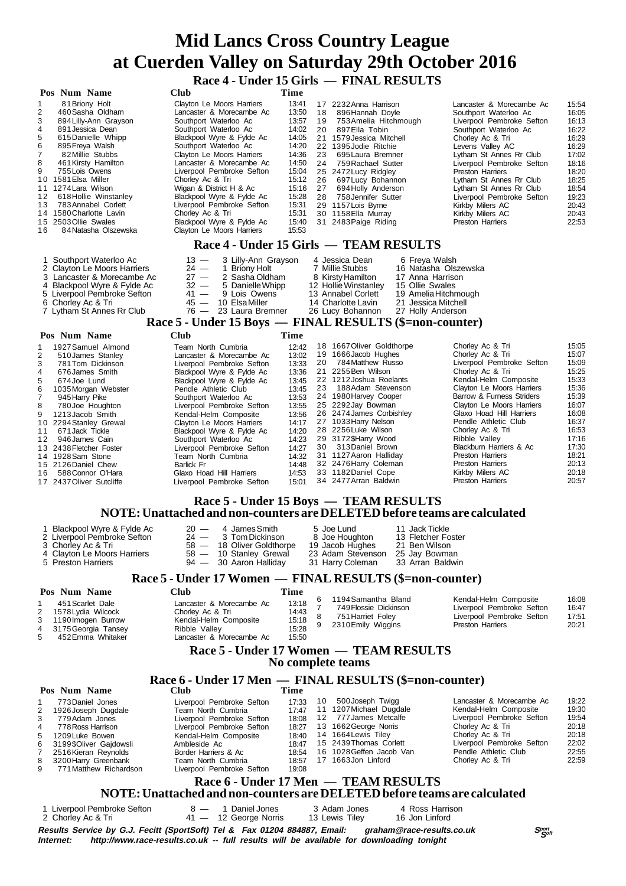# Mid Lancs Cross Country League
# at Cuerden Valley on Saturday 29th October 2016

## Race 4 - Under 15 Girls — FINAL RESULTS

| Pos | Num | Name | Club | Time |
|---|---|---|---|---|
| 1 | 81 | Briony Holt | Clayton Le Moors Harriers | 13:41 |
| 2 | 460 | Sasha Oldham | Lancaster & Morecambe Ac | 13:50 |
| 3 | 894 | Lilly-Ann Grayson | Southport Waterloo Ac | 13:57 |
| 4 | 891 | Jessica Dean | Southport Waterloo Ac | 14:02 |
| 5 | 615 | Danielle Whipp | Blackpool Wyre & Fylde Ac | 14:05 |
| 6 | 895 | Freya Walsh | Southport Waterloo Ac | 14:20 |
| 7 | 82 | Millie Stubbs | Clayton Le Moors Harriers | 14:36 |
| 8 | 461 | Kirsty Hamilton | Lancaster & Morecambe Ac | 14:50 |
| 9 | 755 | Lois Owens | Liverpool Pembroke Sefton | 15:04 |
| 10 | 1581 | Elsa Miller | Chorley Ac & Tri | 15:12 |
| 11 | 1274 | Lara Wilson | Wigan & District H & Ac | 15:16 |
| 12 | 618 | Hollie Winstanley | Blackpool Wyre & Fylde Ac | 15:28 |
| 13 | 783 | Annabel Corlett | Liverpool Pembroke Sefton | 15:31 |
| 14 | 1580 | Charlotte Lavin | Chorley Ac & Tri | 15:31 |
| 15 | 2503 | Ollie Swales | Blackpool Wyre & Fylde Ac | 15:40 |
| 16 | 84 | Natasha Olszewska | Clayton Le Moors Harriers | 15:53 |
| 17 | 2232 | Anna Harrison | Lancaster & Morecambe Ac | 15:54 |
| 18 | 896 | Hannah Doyle | Southport Waterloo Ac | 16:05 |
| 19 | 753 | Amelia Hitchmough | Liverpool Pembroke Sefton | 16:13 |
| 20 | 897 | Ella Tobin | Southport Waterloo Ac | 16:22 |
| 21 | 1579 | Jessica Mitchell | Chorley Ac & Tri | 16:29 |
| 22 | 1395 | Jodie Ritchie | Levens Valley AC | 16:29 |
| 23 | 695 | Laura Bremner | Lytham St Annes Rr Club | 17:02 |
| 24 | 759 | Rachael Sutter | Liverpool Pembroke Sefton | 18:16 |
| 25 | 2472 | Lucy Ridgley | Preston Harriers | 18:20 |
| 26 | 697 | Lucy Bohannon | Lytham St Annes Rr Club | 18:25 |
| 27 | 694 | Holly Anderson | Lytham St Annes Rr Club | 18:54 |
| 28 | 758 | Jennifer Sutter | Liverpool Pembroke Sefton | 19:23 |
| 29 | 1157 | Lois Byrne | Kirkby Milers AC | 20:43 |
| 30 | 1158 | Ella Murray | Kirkby Milers AC | 20:43 |
| 31 | 2483 | Paige Riding | Preston Harriers | 22:53 |

## Race 4 - Under 15 Girls — TEAM RESULTS

| Pos | Team | Pts | 1st | 2nd | 3rd |
|---|---|---|---|---|---|
| 1 | Southport Waterloo Ac | 13 — | 3 Lilly-Ann Grayson | 4 Jessica Dean | 6 Freya Walsh |
| 2 | Clayton Le Moors Harriers | 24 — | 1 Briony Holt | 7 Millie Stubbs | 16 Natasha Olszewska |
| 3 | Lancaster & Morecambe Ac | 27 — | 2 Sasha Oldham | 8 Kirsty Hamilton | 17 Anna Harrison |
| 4 | Blackpool Wyre & Fylde Ac | 32 — | 5 Danielle Whipp | 12 Hollie Winstanley | 15 Ollie Swales |
| 5 | Liverpool Pembroke Sefton | 41 — | 9 Lois Owens | 13 Annabel Corlett | 19 Amelia Hitchmough |
| 6 | Chorley Ac & Tri | 45 — | 10 Elsa Miller | 14 Charlotte Lavin | 21 Jessica Mitchell |
| 7 | Lytham St Annes Rr Club | 76 — | 23 Laura Bremner | 26 Lucy Bohannon | 27 Holly Anderson |

## Race 5 - Under 15 Boys — FINAL RESULTS ($=non-counter)

| Pos | Num | Name | Club | Time |
|---|---|---|---|---|
| 1 | 1927 | Samuel Almond | Team North Cumbria | 12:42 |
| 2 | 510 | James Stanley | Lancaster & Morecambe Ac | 13:02 |
| 3 | 781 | Tom Dickinson | Liverpool Pembroke Sefton | 13:33 |
| 4 | 676 | James Smith | Blackpool Wyre & Fylde Ac | 13:36 |
| 5 | 674 | Joe Lund | Blackpool Wyre & Fylde Ac | 13:45 |
| 6 | 1035 | Morgan Webster | Pendle Athletic Club | 13:45 |
| 7 | 945 | Harry Pike | Southport Waterloo Ac | 13:53 |
| 8 | 780 | Joe Houghton | Liverpool Pembroke Sefton | 13:55 |
| 9 | 1213 | Jacob Smith | Kendal-Helm Composite | 13:56 |
| 10 | 2294 | Stanley Grewal | Clayton Le Moors Harriers | 14:17 |
| 11 | 671 | Jack Tickle | Blackpool Wyre & Fylde Ac | 14:20 |
| 12 | 946 | James Cain | Southport Waterloo Ac | 14:23 |
| 13 | 2438 | Fletcher Foster | Liverpool Pembroke Sefton | 14:27 |
| 14 | 1928 | Sam Stone | Team North Cumbria | 14:32 |
| 15 | 2126 | Daniel Chew | Barlick Fr | 14:48 |
| 16 | 588 | Connor O'Hara | Glaxo Hoad Hill Harriers | 14:53 |
| 17 | 2437 | Oliver Sutcliffe | Liverpool Pembroke Sefton | 15:01 |
| 18 | 1667 | Oliver Goldthorpe | Chorley Ac & Tri | 15:05 |
| 19 | 1666 | Jacob Hughes | Chorley Ac & Tri | 15:07 |
| 20 | 784 | Matthew Russo | Liverpool Pembroke Sefton | 15:09 |
| 21 | 2255 | Ben Wilson | Chorley Ac & Tri | 15:25 |
| 22 | 1212 | Joshua Roelants | Kendal-Helm Composite | 15:33 |
| 23 | 188 | Adam Stevenson | Clayton Le Moors Harriers | 15:36 |
| 24 | 1980 | Harvey Cooper | Barrow & Furness Striders | 15:39 |
| 25 | 2292 | Jay Bowman | Clayton Le Moors Harriers | 16:07 |
| 26 | 2474 | James Corbishley | Glaxo Hoad Hill Harriers | 16:08 |
| 27 | 1033 | Harry Nelson | Pendle Athletic Club | 16:37 |
| 28 | 2256 | Luke Wilson | Chorley Ac & Tri | 16:53 |
| 29 | 3172$ | Harry Wood | Ribble Valley | 17:16 |
| 30 | 313 | Daniel Brown | Blackburn Harriers & Ac | 17:30 |
| 31 | 1127 | Aaron Halliday | Preston Harriers | 18:21 |
| 32 | 2476 | Harry Coleman | Preston Harriers | 20:13 |
| 33 | 1182 | Daniel Cope | Kirkby Milers AC | 20:18 |
| 34 | 2477 | Arran Baldwin | Preston Harriers | 20:57 |

## Race 5 - Under 15 Boys — TEAM RESULTS
## NOTE: Unattached and non-counters are DELETED before teams are calculated

| Pos | Team | Pts | 1st | 2nd | 3rd |
|---|---|---|---|---|---|
| 1 | Blackpool Wyre & Fylde Ac | 20 — | 4 James Smith | 5 Joe Lund | 11 Jack Tickle |
| 2 | Liverpool Pembroke Sefton | 24 — | 3 Tom Dickinson | 8 Joe Houghton | 13 Fletcher Foster |
| 3 | Chorley Ac & Tri | 58 — | 18 Oliver Goldthorpe | 19 Jacob Hughes | 21 Ben Wilson |
| 4 | Clayton Le Moors Harriers | 58 — | 10 Stanley Grewal | 23 Adam Stevenson | 25 Jay Bowman |
| 5 | Preston Harriers | 94 — | 30 Aaron Halliday | 31 Harry Coleman | 33 Arran Baldwin |

## Race 5 - Under 17 Women — FINAL RESULTS ($=non-counter)

| Pos | Num | Name | Club | Time |
|---|---|---|---|---|
| 1 | 451 | Scarlet Dale | Lancaster & Morecambe Ac | 13:18 |
| 2 | 1578 | Lydia Wilcock | Chorley Ac & Tri | 14:43 |
| 3 | 1190 | Imogen Burrow | Kendal-Helm Composite | 15:18 |
| 4 | 3175 | Georgia Tansey | Ribble Valley | 15:28 |
| 5 | 452 | Emma Whitaker | Lancaster & Morecambe Ac | 15:50 |
| 6 | 1194 | Samantha Bland | Kendal-Helm Composite | 16:08 |
| 7 | 749 | Flossie Dickinson | Liverpool Pembroke Sefton | 16:47 |
| 8 | 751 | Harriet Foley | Liverpool Pembroke Sefton | 17:51 |
| 9 | 2310 | Emily Wiggins | Preston Harriers | 20:21 |

## Race 5 - Under 17 Women — TEAM RESULTS
## No complete teams

## Race 6 - Under 17 Men — FINAL RESULTS ($=non-counter)

| Pos | Num | Name | Club | Time |
|---|---|---|---|---|
| 1 | 773 | Daniel Jones | Liverpool Pembroke Sefton | 17:33 |
| 2 | 1926 | Joseph Dugdale | Team North Cumbria | 17:47 |
| 3 | 779 | Adam Jones | Liverpool Pembroke Sefton | 18:08 |
| 4 | 778 | Ross Harrison | Liverpool Pembroke Sefton | 18:27 |
| 5 | 1209 | Luke Bowen | Kendal-Helm Composite | 18:40 |
| 6 | 3199$ | Oliver Gajdowsli | Ambleside Ac | 18:47 |
| 7 | 2516 | Kieran Reynolds | Border Harriers & Ac | 18:54 |
| 8 | 3200 | Harry Greenbank | Team North Cumbria | 18:57 |
| 9 | 771 | Matthew Richardson | Liverpool Pembroke Sefton | 19:08 |
| 10 | 500 | Joseph Twigg | Lancaster & Morecambe Ac | 19:22 |
| 11 | 1207 | Michael Dugdale | Kendal-Helm Composite | 19:30 |
| 12 | 777 | James Metcalfe | Liverpool Pembroke Sefton | 19:54 |
| 13 | 1662 | George Norris | Chorley Ac & Tri | 20:18 |
| 14 | 1664 | Lewis Tiley | Chorley Ac & Tri | 20:18 |
| 15 | 2439 | Thomas Corlett | Liverpool Pembroke Sefton | 22:02 |
| 16 | 1028 | Geffen Jacob Van | Pendle Athletic Club | 22:55 |
| 17 | 1663 | Jon Linford | Chorley Ac & Tri | 22:59 |

## Race 6 - Under 17 Men — TEAM RESULTS
## NOTE: Unattached and non-counters are DELETED before teams are calculated

| Pos | Team | Pts | 1st | 2nd | 3rd |
|---|---|---|---|---|---|
| 1 | Liverpool Pembroke Sefton | 8 — | 1 Daniel Jones | 3 Adam Jones | 4 Ross Harrison |
| 2 | Chorley Ac & Tri | 41 — | 12 George Norris | 13 Lewis Tiley | 16 Jon Linford |

***Results Service by G.J. Fecitt (SportSoft) Tel & Fax 01204 884887, Email: graham@race-results.co.uk***
***Internet: http://www.race-results.co.uk -- full results will be available for downloading tonight***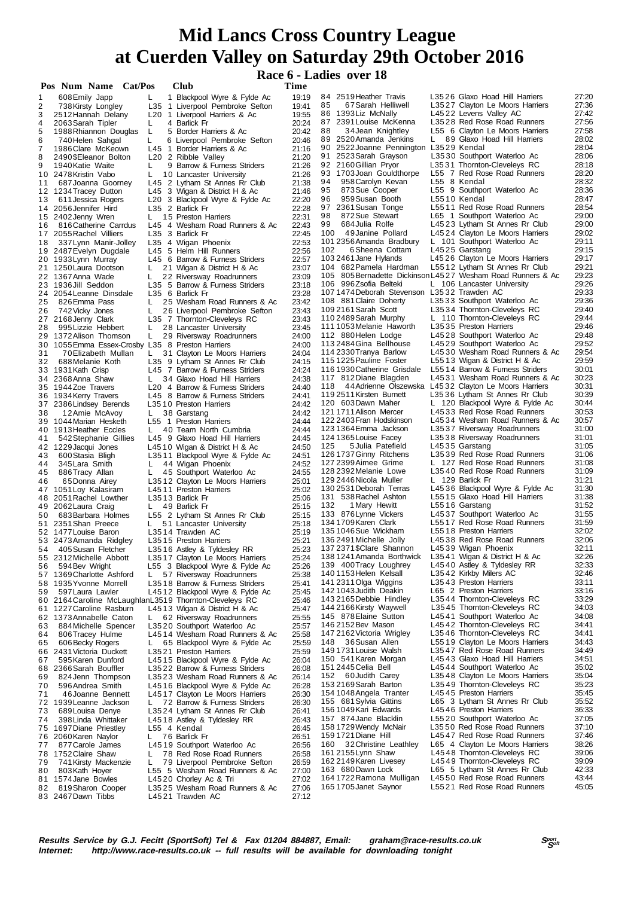# Mid Lancs Cross Country League
# at Cuerden Valley on Saturday 29th October 2016

## Race 6 - Ladies over 18

| Pos | Num | Name | Cat/Pos | | Club | Time |
|---|---|---|---|---|---|---|
| 1 | 608 | Emily Japp | L | 1 | Blackpool Wyre & Fylde Ac | 19:19 |
| 2 | 738 | Kirsty Longley | L35 | 1 | Liverpool Pembroke Sefton | 19:41 |
| 3 | 2512 | Hannah Delany | L20 | 1 | Liverpool Harriers & Ac | 19:55 |
| 4 | 2063 | Sarah Tipler | L | 4 | Barlick Fr | 20:24 |
| 5 | 1988 | Rhiannon Douglas | L | 5 | Border Harriers & Ac | 20:42 |
| 6 | 740 | Helen Sahgal | L | 6 | Liverpool Pembroke Sefton | 20:46 |
| 7 | 1986 | Clare McKeown | L45 | 1 | Border Harriers & Ac | 21:16 |
| 8 | 2490 | $Eleanor Bolton | L20 | 2 | Ribble Valley | 21:20 |
| 9 | 1940 | Katie Waite | L | 9 | Barrow & Furness Striders | 21:26 |
| 10 | 2478 | Kristin Vabo | L | 10 | Lancaster University | 21:26 |
| 11 | 687 | Joanna Goorney | L45 | 2 | Lytham St Annes Rr Club | 21:38 |
| 12 | 1234 | Tracey Dutton | L45 | 3 | Wigan & District H & Ac | 21:46 |
| 13 | 611 | Jessica Rogers | L20 | 3 | Blackpool Wyre & Fylde Ac | 22:20 |
| 14 | 2056 | Jennifer Hird | L35 | 2 | Barlick Fr | 22:28 |
| 15 | 2402 | Jenny Wren | L | 15 | Preston Harriers | 22:31 |
| 16 | 816 | Catherine Carrdus | L45 | 4 | Wesham Road Runners & Ac | 22:43 |
| 17 | 2055 | Rachel Villiers | L35 | 3 | Barlick Fr | 22:45 |
| 18 | 337 | Lynn Manir-Jolley | L35 | 4 | Wigan Phoenix | 22:53 |
| 19 | 2487 | Evelyn Dugdale | L45 | 5 | Helm Hill Runners | 22:56 |
| 20 | 1933 | Lynn Murray | L45 | 6 | Barrow & Furness Striders | 22:57 |
| 21 | 1250 | Laura Dootson | L | 21 | Wigan & District H & Ac | 23:07 |
| 22 | 1367 | Anna Wade | L | 22 | Riversway Roadrunners | 23:09 |
| 23 | 1936 | Jill Seddon | L35 | 5 | Barrow & Furness Striders | 23:18 |
| 24 | 2054 | Leanne Dinsdale | L35 | 6 | Barlick Fr | 23:28 |
| 25 | 826 | Emma Pass | L | 25 | Wesham Road Runners & Ac | 23:42 |
| 26 | 742 | Vicky Jones | L | 26 | Liverpool Pembroke Sefton | 23:43 |
| 27 | 2168 | Jenny Clark | L35 | 7 | Thornton-Cleveleys RC | 23:43 |
| 28 | 995 | Lizzie Hebbert | L | 28 | Lancaster University | 23:45 |
| 29 | 1372 | Alison Thomson | L | 29 | Riversway Roadrunners | 24:00 |
| 30 | 1055 | Emma Essex-Crosby | L35 | 8 | Preston Harriers | 24:00 |
| 31 | 70 | Elizabeth Mullan | L | 31 | Clayton Le Moors Harriers | 24:04 |
| 32 | 688 | Melanie Koth | L35 | 9 | Lytham St Annes Rr Club | 24:15 |
| 33 | 1931 | Kath Crisp | L45 | 7 | Barrow & Furness Striders | 24:24 |
| 34 | 2368 | Anna Shaw | L | 34 | Glaxo Hoad Hill Harriers | 24:38 |
| 35 | 1944 | Zoe Travers | L20 | 4 | Barrow & Furness Striders | 24:40 |
| 36 | 1934 | Kerry Travers | L45 | 8 | Barrow & Furness Striders | 24:41 |
| 37 | 2386 | Lindsey Berends | L35 | 10 | Preston Harriers | 24:42 |
| 38 | 12 | Amie McAvoy | L | 38 | Garstang | 24:42 |
| 39 | 1044 | Marian Hesketh | L55 | 1 | Preston Harriers | 24:44 |
| 40 | 1913 | Heather Eccles | L | 40 | Team North Cumbria | 24:44 |
| 41 | 542 | Stephanie Gillies | L45 | 9 | Glaxo Hoad Hill Harriers | 24:45 |
| 42 | 1229 | Jacqui Jones | L45 | 10 | Wigan & District H & Ac | 24:50 |
| 43 | 600 | Stasia Bligh | L35 | 11 | Blackpool Wyre & Fylde Ac | 24:51 |
| 44 | 345 | Lara Smith | L | 44 | Wigan Phoenix | 24:52 |
| 45 | 886 | Tracy Allan | L | 45 | Southport Waterloo Ac | 24:55 |
| 46 | 65 | Donna Airey | L35 | 12 | Clayton Le Moors Harriers | 25:01 |
| 47 | 1051 | Loy Kalasiram | L45 | 11 | Preston Harriers | 25:02 |
| 48 | 2051 | Rachel Lowther | L35 | 13 | Barlick Fr | 25:06 |
| 49 | 2062 | Laura Craig | L | 49 | Barlick Fr | 25:15 |
| 50 | 683 | Barbara Holmes | L55 | 2 | Lytham St Annes Rr Club | 25:15 |
| 51 | 2351 | Shan Preece | L | 51 | Lancaster University | 25:18 |
| 52 | 1477 | Louise Baron | L35 | 14 | Trawden AC | 25:19 |
| 53 | 2473 | Amanda Ridgley | L35 | 15 | Preston Harriers | 25:21 |
| 54 | 405 | Susan Fletcher | L35 | 16 | Astley & Tyldesley RR | 25:23 |
| 55 | 2312 | Michelle Abbott | L35 | 17 | Clayton Le Moors Harriers | 25:24 |
| 56 | 594 | Bev Wright | L55 | 3 | Blackpool Wyre & Fylde Ac | 25:26 |
| 57 | 1369 | Charlotte Ashford | L | 57 | Riversway Roadrunners | 25:38 |
| 58 | 1935 | Yvonne Morrell | L35 | 18 | Barrow & Furness Striders | 25:41 |
| 59 | 597 | Laura Lawler | L45 | 12 | Blackpool Wyre & Fylde Ac | 25:45 |
| 60 | 2164 | Caroline McLaughlan | L35 | 19 | Thornton-Cleveleys RC | 25:46 |
| 61 | 1227 | Caroline Rasburn | L45 | 13 | Wigan & District H & Ac | 25:47 |
| 62 | 1373 | Annabelle Caton | L | 62 | Riversway Roadrunners | 25:55 |
| 63 | 884 | Michelle Spencer | L35 | 20 | Southport Waterloo Ac | 25:57 |
| 64 | 806 | Tracey Hulme | L45 | 14 | Wesham Road Runners & Ac | 25:58 |
| 65 | 606 | Becky Rogers | L | 65 | Blackpool Wyre & Fylde Ac | 25:59 |
| 66 | 2431 | Victoria Duckett | L35 | 21 | Preston Harriers | 25:59 |
| 67 | 595 | Karen Dunford | L45 | 15 | Blackpool Wyre & Fylde Ac | 26:04 |
| 68 | 2366 | Sarah Bouffler | L35 | 22 | Barrow & Furness Striders | 26:08 |
| 69 | 824 | Jenn Thompson | L35 | 23 | Wesham Road Runners & Ac | 26:14 |
| 70 | 596 | Andrea Smith | L45 | 16 | Blackpool Wyre & Fylde Ac | 26:28 |
| 71 | 46 | Joanne Bennett | L45 | 17 | Clayton Le Moors Harriers | 26:30 |
| 72 | 1939 | Leanne Jackson | L | 72 | Barrow & Furness Striders | 26:30 |
| 73 | 689 | Louisa Denye | L35 | 24 | Lytham St Annes Rr Club | 26:41 |
| 74 | 398 | Linda Whittaker | L45 | 18 | Astley & Tyldesley RR | 26:43 |
| 75 | 1697 | Diane Priestley | L55 | 4 | Kendal | 26:45 |
| 76 | 2060 | Karen Naylor | L | 76 | Barlick Fr | 26:51 |
| 77 | 877 | Carole James | L45 | 19 | Southport Waterloo Ac | 26:56 |
| 78 | 1752 | Claire Shaw | L | 78 | Red Rose Road Runners | 26:58 |
| 79 | 741 | Kirsty Mackenzie | L | 79 | Liverpool Pembroke Sefton | 26:59 |
| 80 | 803 | Kath Hoyer | L55 | 5 | Wesham Road Runners & Ac | 27:00 |
| 81 | 1574 | Jane Bowles | L45 | 20 | Chorley Ac & Tri | 27:02 |
| 82 | 819 | Sharon Cooper | L35 | 25 | Wesham Road Runners & Ac | 27:06 |
| 83 | 2467 | Dawn Tibbs | L45 | 21 | Trawden AC | 27:12 |
| 84 | 2519 | Heather Travis | L35 | 26 | Glaxo Hoad Hill Harriers | 27:20 |
| 85 | 67 | Sarah Helliwell | L35 | 27 | Clayton Le Moors Harriers | 27:36 |
| 86 | 1393 | Liz McNally | L45 | 22 | Levens Valley AC | 27:42 |
| 87 | 2391 | Louise McKenna | L35 | 28 | Red Rose Road Runners | 27:56 |
| 88 | 34 | Jean Knightley | L55 | 6 | Clayton Le Moors Harriers | 27:58 |
| 89 | 2520 | Amanda Jenkins | L | 89 | Glaxo Hoad Hill Harriers | 28:02 |
| 90 | 2522 | Joanne Pennington | L35 | 29 | Kendal | 28:04 |
| 91 | 2523 | Sarah Grayson | L35 | 30 | Southport Waterloo Ac | 28:06 |
| 92 | 2160 | Gillian Pryor | L35 | 31 | Thornton-Cleveleys RC | 28:18 |
| 93 | 1703 | Joan Gouldthorpe | L55 | 7 | Red Rose Road Runners | 28:20 |
| 94 | 958 | Carolyn Kevan | L55 | 8 | Kendal | 28:32 |
| 95 | 873 | Sue Cooper | L55 | 9 | Southport Waterloo Ac | 28:36 |
| 96 | 959 | Susan Booth | L55 | 10 | Kendal | 28:47 |
| 97 | 2361 | Susan Tonge | L55 | 11 | Red Rose Road Runners | 28:54 |
| 98 | 872 | Sue Stewart | L65 | 1 | Southport Waterloo Ac | 29:00 |
| 99 | 684 | Julia Rolfe | L45 | 23 | Lytham St Annes Rr Club | 29:00 |
| 100 | 49 | Janine Pollard | L45 | 24 | Clayton Le Moors Harriers | 29:02 |
| 101 | 2356 | Amanda Bradbury | L | 101 | Southport Waterloo Ac | 29:11 |
| 102 | 6 | Sheena Cottam | L45 | 25 | Garstang | 29:15 |
| 103 | 2461 | Jane Hylands | L45 | 26 | Clayton Le Moors Harriers | 29:17 |
| 104 | 682 | Pamela Hardman | L55 | 12 | Lytham St Annes Rr Club | 29:21 |
| 105 | 805 | Bernadette Dickinson | L45 | 27 | Wesham Road Runners & Ac | 29:23 |
| 106 | 996 | Zsofia Belteki | L | 106 | Lancaster University | 29:26 |
| 107 | 1474 | Deborah Stevenson | L35 | 32 | Trawden AC | 29:33 |
| 108 | 881 | Claire Doherty | L35 | 33 | Southport Waterloo Ac | 29:36 |
| 109 | 2161 | Sarah Scott | L35 | 34 | Thornton-Cleveleys RC | 29:40 |
| 110 | 2489 | Sarah Murphy | L | 110 | Thornton-Cleveleys RC | 29:44 |
| 111 | 1053 | Melanie Haworth | L35 | 35 | Preston Harriers | 29:46 |
| 112 | 880 | Helen Lodge | L45 | 28 | Southport Waterloo Ac | 29:48 |
| 113 | 2484 | Gina Bellhouse | L45 | 29 | Southport Waterloo Ac | 29:52 |
| 114 | 2330 | Tranya Barlow | L45 | 30 | Wesham Road Runners & Ac | 29:54 |
| 115 | 1225 | Pauline Foster | L55 | 13 | Wigan & District H & Ac | 29:59 |
| 116 | 1930 | Catherine Grisdale | L55 | 14 | Barrow & Furness Striders | 30:01 |
| 117 | 812 | Diane Blagden | L45 | 31 | Wesham Road Runners & Ac | 30:23 |
| 118 | 44 | Adrienne Olszewska | L45 | 32 | Clayton Le Moors Harriers | 30:31 |
| 119 | 2511 | Kirsten Burnett | L35 | 36 | Lytham St Annes Rr Club | 30:39 |
| 120 | 603 | Dawn Maher | L | 120 | Blackpool Wyre & Fylde Ac | 30:44 |
| 121 | 1711 | Alison Mercer | L45 | 33 | Red Rose Road Runners | 30:53 |
| 122 | 2403 | Fran Hodskinson | L45 | 34 | Wesham Road Runners & Ac | 30:57 |
| 123 | 1364 | Emma Jackson | L35 | 37 | Riversway Roadrunners | 31:00 |
| 124 | 1365 | Louise Facey | L35 | 38 | Riversway Roadrunners | 31:01 |
| 125 | 5 | Julia Patefield | L45 | 35 | Garstang | 31:05 |
| 126 | 1737 | Ginny Ritchens | L35 | 39 | Red Rose Road Runners | 31:06 |
| 127 | 2399 | Aimee Grime | L | 127 | Red Rose Road Runners | 31:08 |
| 128 | 2392 | Melanie Lowe | L35 | 40 | Red Rose Road Runners | 31:09 |
| 129 | 2446 | Nicola Muller | L | 129 | Barlick Fr | 31:21 |
| 130 | 2531 | Deborah Terras | L45 | 36 | Blackpool Wyre & Fylde Ac | 31:30 |
| 131 | 538 | Rachel Ashton | L55 | 15 | Glaxo Hoad Hill Harriers | 31:38 |
| 132 | 1 | Mary Hewitt | L55 | 16 | Garstang | 31:52 |
| 133 | 876 | Lynne Vickers | L45 | 37 | Southport Waterloo Ac | 31:55 |
| 134 | 1709 | Karen Clark | L55 | 17 | Red Rose Road Runners | 31:59 |
| 135 | 1046 | Sue Wickham | L55 | 18 | Preston Harriers | 32:02 |
| 136 | 2491 | Michelle Jolly | L45 | 38 | Red Rose Road Runners | 32:06 |
| 137 | 2371 | $Clare Shannon | L45 | 39 | Wigan Phoenix | 32:11 |
| 138 | 1241 | Amanda Borthwick | L35 | 41 | Wigan & District H & Ac | 32:26 |
| 139 | 400 | Tracy Loughrey | L45 | 40 | Astley & Tyldesley RR | 32:33 |
| 140 | 1153 | Helen Kelsall | L35 | 42 | Kirkby Milers AC | 32:46 |
| 141 | 2311 | Olga Wiggins | L35 | 43 | Preston Harriers | 33:11 |
| 142 | 1043 | Judith Deakin | L65 | 2 | Preston Harriers | 33:16 |
| 143 | 2165 | Debbie Hindley | L35 | 44 | Thornton-Cleveleys RC | 33:29 |
| 144 | 2166 | Kirsty Waywell | L35 | 45 | Thornton-Cleveleys RC | 34:03 |
| 145 | 878 | Elaine Sutton | L45 | 41 | Southport Waterloo Ac | 34:08 |
| 146 | 2152 | Bev Mason | L45 | 42 | Thornton-Cleveleys RC | 34:41 |
| 147 | 2162 | Victoria Wrigley | L35 | 46 | Thornton-Cleveleys RC | 34:41 |
| 148 | 36 | Susan Allen | L55 | 19 | Clayton Le Moors Harriers | 34:43 |
| 149 | 1731 | Louise Walsh | L35 | 47 | Red Rose Road Runners | 34:49 |
| 150 | 541 | Karen Morgan | L45 | 43 | Glaxo Hoad Hill Harriers | 34:51 |
| 151 | 2445 | Celia Bell | L45 | 44 | Southport Waterloo Ac | 35:02 |
| 152 | 60 | Judith Carey | L35 | 48 | Clayton Le Moors Harriers | 35:04 |
| 153 | 2169 | Sarah Barton | L35 | 49 | Thornton-Cleveleys RC | 35:23 |
| 154 | 1048 | Angela Tranter | L45 | 45 | Preston Harriers | 35:45 |
| 155 | 681 | Sylvia Gittins | L65 | 3 | Lytham St Annes Rr Club | 35:52 |
| 156 | 1049 | Kari Edwards | L45 | 46 | Preston Harriers | 36:33 |
| 157 | 874 | Jane Blacklin | L55 | 20 | Southport Waterloo Ac | 37:05 |
| 158 | 1729 | Wendy McNair | L35 | 50 | Red Rose Road Runners | 37:10 |
| 159 | 1721 | Diane Hill | L45 | 47 | Red Rose Road Runners | 37:46 |
| 160 | 32 | Christine Leathley | L65 | 4 | Clayton Le Moors Harriers | 38:26 |
| 161 | 2155 | Lynn Shaw | L45 | 48 | Thornton-Cleveleys RC | 39:06 |
| 162 | 2149 | Karen Livesey | L45 | 49 | Thornton-Cleveleys RC | 39:09 |
| 163 | 680 | Dawn Lock | L65 | 5 | Lytham St Annes Rr Club | 42:33 |
| 164 | 1722 | Ramona Mulligan | L45 | 50 | Red Rose Road Runners | 43:44 |
| 165 | 1705 | Janet Saynor | L55 | 21 | Red Rose Road Runners | 45:05 |

**Results Service by G.J. Fecitt (SportSoft) Tel & Fax 01204 884887, Email: graham@race-results.co.uk**
**Internet: http://www.race-results.co.uk -- full results will be available for downloading tonight**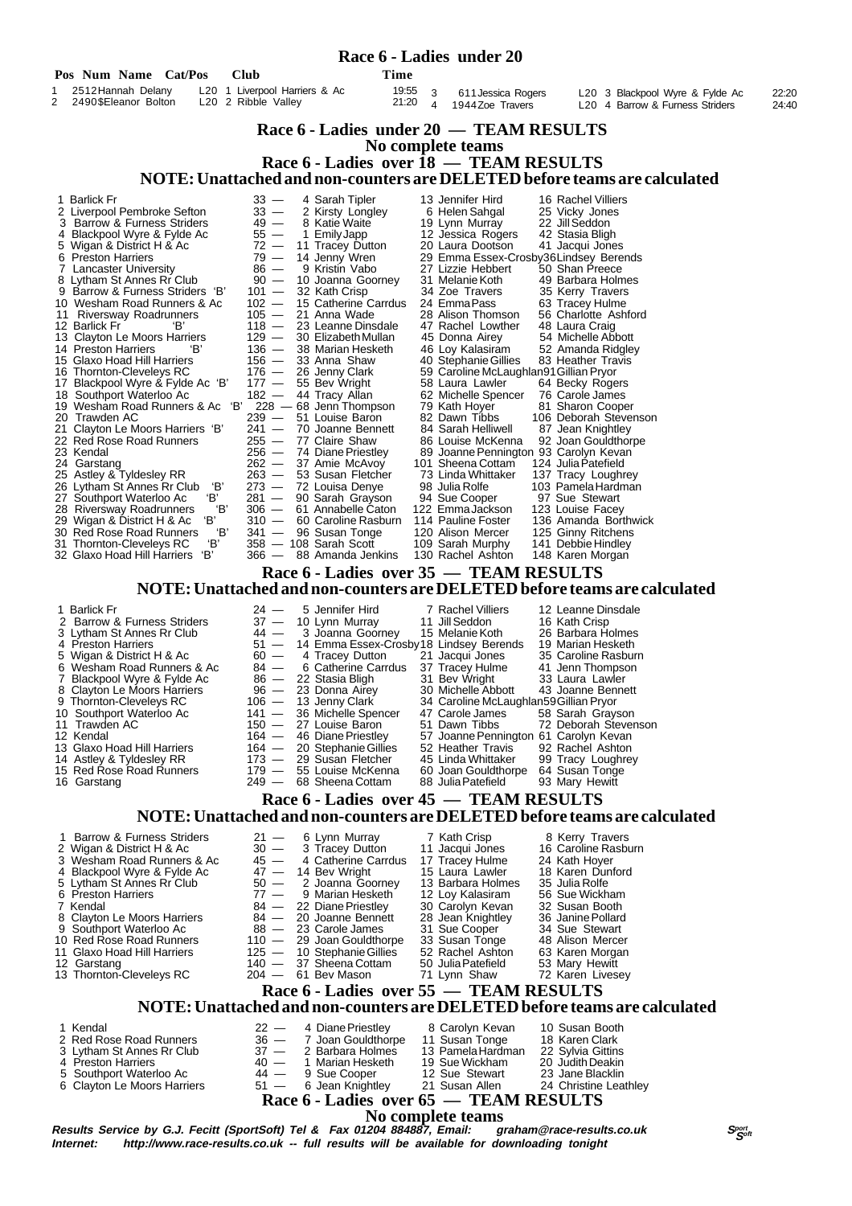# Race 6 - Ladies under 20

| Pos | Num | Name | Cat/Pos | Club | Time |
|---|---|---|---|---|---|
| 1 | 2512 | Hannah Delany | L20 1 | Liverpool Harriers & Ac | 19:55 |
| 2 | 2490 | $Eleanor Bolton | L20 2 | Ribble Valley | 21:20 |
| 3 | 611 | Jessica Rogers | L20 3 | Blackpool Wyre & Fylde Ac | 22:20 |
| 4 | 1944 | Zoe Travers | L20 4 | Barrow & Furness Striders | 24:40 |

## Race 6 - Ladies under 20 — TEAM RESULTS

No complete teams

## Race 6 - Ladies over 18 — TEAM RESULTS

**NOTE: Unattached and non-counters are DELETED before teams are calculated**

| Pos | Team | Pts | | | | |
|---|---|---|---|---|---|---|
| 1 | Barlick Fr | 33 | 4 Sarah Tipler | 13 Jennifer Hird | 16 Rachel Villiers |
| 2 | Liverpool Pembroke Sefton | 33 | 2 Kirsty Longley | 6 Helen Sahgal | 25 Vicky Jones |
| 3 | Barrow & Furness Striders | 49 | 8 Katie Waite | 19 Lynn Murray | 22 Jill Seddon |
| 4 | Blackpool Wyre & Fylde Ac | 55 | 1 Emily Japp | 12 Jessica Rogers | 42 Stasia Bligh |
| 5 | Wigan & District H & Ac | 72 | 11 Tracey Dutton | 20 Laura Dootson | 41 Jacqui Jones |
| 6 | Preston Harriers | 79 | 14 Jenny Wren | 29 Emma Essex-Crosby | 36 Lindsey Berends |
| 7 | Lancaster University | 86 | 9 Kristin Vabo | 27 Lizzie Hebbert | 50 Shan Preece |
| 8 | Lytham St Annes Rr Club | 90 | 10 Joanna Goorney | 31 Melanie Koth | 49 Barbara Holmes |
| 9 | Barrow & Furness Striders 'B' | 101 | 32 Kath Crisp | 34 Zoe Travers | 35 Kerry Travers |
| 10 | Wesham Road Runners & Ac | 102 | 15 Catherine Carrdus | 24 Emma Pass | 63 Tracey Hulme |
| 11 | Riversway Roadrunners | 105 | 21 Anna Wade | 28 Alison Thomson | 56 Charlotte Ashford |
| 12 | Barlick Fr 'B' | 118 | 23 Leanne Dinsdale | 47 Rachel Lowther | 48 Laura Craig |
| 13 | Clayton Le Moors Harriers | 129 | 30 Elizabeth Mullan | 45 Donna Airey | 54 Michelle Abbott |
| 14 | Preston Harriers 'B' | 136 | 38 Marian Hesketh | 46 Loy Kalasiram | 52 Amanda Ridgley |
| 15 | Glaxo Hoad Hill Harriers | 156 | 33 Anna Shaw | 40 Stephanie Gillies | 83 Heather Travis |
| 16 | Thornton-Cleveleys RC | 176 | 26 Jenny Clark | 59 Caroline McLaughlan | 91 Gillian Pryor |
| 17 | Blackpool Wyre & Fylde Ac 'B' | 177 | 55 Bev Wright | 58 Laura Lawler | 64 Becky Rogers |
| 18 | Southport Waterloo Ac | 182 | 44 Tracy Allan | 62 Michelle Spencer | 76 Carole James |
| 19 | Wesham Road Runners & Ac 'B' | 228 | 68 Jenn Thompson | 79 Kath Hoyer | 81 Sharon Cooper |
| 20 | Trawden AC | 239 | 51 Louise Baron | 82 Dawn Tibbs | 106 Deborah Stevenson |
| 21 | Clayton Le Moors Harriers 'B' | 241 | 70 Joanne Bennett | 84 Sarah Helliwell | 87 Jean Knightley |
| 22 | Red Rose Road Runners | 255 | 77 Claire Shaw | 86 Louise McKenna | 92 Joan Gouldthorpe |
| 23 | Kendal | 256 | 74 Diane Priestley | 89 Joanne Pennington | 93 Carolyn Kevan |
| 24 | Garstang | 262 | 37 Amie McAvoy | 101 Sheena Cottam | 124 Julia Patefield |
| 25 | Astley & Tyldesley RR | 263 | 53 Susan Fletcher | 73 Linda Whittaker | 137 Tracy Loughrey |
| 26 | Lytham St Annes Rr Club 'B' | 273 | 72 Louisa Denye | 98 Julia Rolfe | 103 Pamela Hardman |
| 27 | Southport Waterloo Ac 'B' | 281 | 90 Sarah Grayson | 94 Sue Cooper | 97 Sue Stewart |
| 28 | Riversway Roadrunners 'B' | 306 | 61 Annabelle Caton | 122 Emma Jackson | 123 Louise Facey |
| 29 | Wigan & District H & Ac 'B' | 310 | 60 Caroline Rasburn | 114 Pauline Foster | 136 Amanda Borthwick |
| 30 | Red Rose Road Runners 'B' | 341 | 96 Susan Tonge | 120 Alison Mercer | 125 Ginny Ritchens |
| 31 | Thornton-Cleveleys RC 'B' | 358 | 108 Sarah Scott | 109 Sarah Murphy | 141 Debbie Hindley |
| 32 | Glaxo Hoad Hill Harriers 'B' | 366 | 88 Amanda Jenkins | 130 Rachel Ashton | 148 Karen Morgan |

## Race 6 - Ladies over 35 — TEAM RESULTS

**NOTE: Unattached and non-counters are DELETED before teams are calculated**

| Pos | Team | Pts | | | |
|---|---|---|---|---|---|
| 1 | Barlick Fr | 24 | 5 Jennifer Hird | 7 Rachel Villiers | 12 Leanne Dinsdale |
| 2 | Barrow & Furness Striders | 37 | 10 Lynn Murray | 11 Jill Seddon | 16 Kath Crisp |
| 3 | Lytham St Annes Rr Club | 44 | 3 Joanna Goorney | 15 Melanie Koth | 26 Barbara Holmes |
| 4 | Preston Harriers | 51 | 14 Emma Essex-Crosby | 18 Lindsey Berends | 19 Marian Hesketh |
| 5 | Wigan & District H & Ac | 60 | 4 Tracey Dutton | 21 Jacqui Jones | 35 Caroline Rasburn |
| 6 | Wesham Road Runners & Ac | 84 | 6 Catherine Carrdus | 37 Tracey Hulme | 41 Jenn Thompson |
| 7 | Blackpool Wyre & Fylde Ac | 86 | 22 Stasia Bligh | 31 Bev Wright | 33 Laura Lawler |
| 8 | Clayton Le Moors Harriers | 96 | 23 Donna Airey | 30 Michelle Abbott | 43 Joanne Bennett |
| 9 | Thornton-Cleveleys RC | 106 | 13 Jenny Clark | 34 Caroline McLaughlan | 59 Gillian Pryor |
| 10 | Southport Waterloo Ac | 141 | 36 Michelle Spencer | 47 Carole James | 58 Sarah Grayson |
| 11 | Trawden AC | 150 | 27 Louise Baron | 51 Dawn Tibbs | 72 Deborah Stevenson |
| 12 | Kendal | 164 | 46 Diane Priestley | 57 Joanne Pennington | 61 Carolyn Kevan |
| 13 | Glaxo Hoad Hill Harriers | 164 | 20 Stephanie Gillies | 52 Heather Travis | 92 Rachel Ashton |
| 14 | Astley & Tyldesley RR | 173 | 29 Susan Fletcher | 45 Linda Whittaker | 99 Tracy Loughrey |
| 15 | Red Rose Road Runners | 179 | 55 Louise McKenna | 60 Joan Gouldthorpe | 64 Susan Tonge |
| 16 | Garstang | 249 | 68 Sheena Cottam | 88 Julia Patefield | 93 Mary Hewitt |

## Race 6 - Ladies over 45 — TEAM RESULTS

**NOTE: Unattached and non-counters are DELETED before teams are calculated**

| Pos | Team | Pts | | | |
|---|---|---|---|---|---|
| 1 | Barrow & Furness Striders | 21 | 6 Lynn Murray | 7 Kath Crisp | 8 Kerry Travers |
| 2 | Wigan & District H & Ac | 30 | 3 Tracey Dutton | 11 Jacqui Jones | 16 Caroline Rasburn |
| 3 | Wesham Road Runners & Ac | 45 | 4 Catherine Carrdus | 17 Tracey Hulme | 24 Kath Hoyer |
| 4 | Blackpool Wyre & Fylde Ac | 47 | 14 Bev Wright | 15 Laura Lawler | 18 Karen Dunford |
| 5 | Lytham St Annes Rr Club | 50 | 2 Joanna Goorney | 13 Barbara Holmes | 35 Julia Rolfe |
| 6 | Preston Harriers | 77 | 9 Marian Hesketh | 12 Loy Kalasiram | 56 Sue Wickham |
| 7 | Kendal | 84 | 22 Diane Priestley | 30 Carolyn Kevan | 32 Susan Booth |
| 8 | Clayton Le Moors Harriers | 84 | 20 Joanne Bennett | 28 Jean Knightley | 36 Janine Pollard |
| 9 | Southport Waterloo Ac | 88 | 23 Carole James | 31 Sue Cooper | 34 Sue Stewart |
| 10 | Red Rose Road Runners | 110 | 29 Joan Gouldthorpe | 33 Susan Tonge | 48 Alison Mercer |
| 11 | Glaxo Hoad Hill Harriers | 125 | 10 Stephanie Gillies | 52 Rachel Ashton | 63 Karen Morgan |
| 12 | Garstang | 140 | 37 Sheena Cottam | 50 Julia Patefield | 53 Mary Hewitt |
| 13 | Thornton-Cleveleys RC | 204 | 61 Bev Mason | 71 Lynn Shaw | 72 Karen Livesey |

## Race 6 - Ladies over 55 — TEAM RESULTS

**NOTE: Unattached and non-counters are DELETED before teams are calculated**

| Pos | Team | Pts | | | |
|---|---|---|---|---|---|
| 1 | Kendal | 22 | 4 Diane Priestley | 8 Carolyn Kevan | 10 Susan Booth |
| 2 | Red Rose Road Runners | 36 | 7 Joan Gouldthorpe | 11 Susan Tonge | 18 Karen Clark |
| 3 | Lytham St Annes Rr Club | 37 | 2 Barbara Holmes | 13 Pamela Hardman | 22 Sylvia Gittins |
| 4 | Preston Harriers | 40 | 1 Marian Hesketh | 19 Sue Wickham | 20 Judith Deakin |
| 5 | Southport Waterloo Ac | 44 | 9 Sue Cooper | 12 Sue Stewart | 23 Jane Blacklin |
| 6 | Clayton Le Moors Harriers | 51 | 6 Jean Knightley | 21 Susan Allen | 24 Christine Leathley |

## Race 6 - Ladies over 65 — TEAM RESULTS

No complete teams

***Results Service by G.J. Fecitt (SportSoft) Tel & Fax 01204 884887, Email: graham@race-results.co.uk***
***Internet: http://www.race-results.co.uk -- full results will be available for downloading tonight***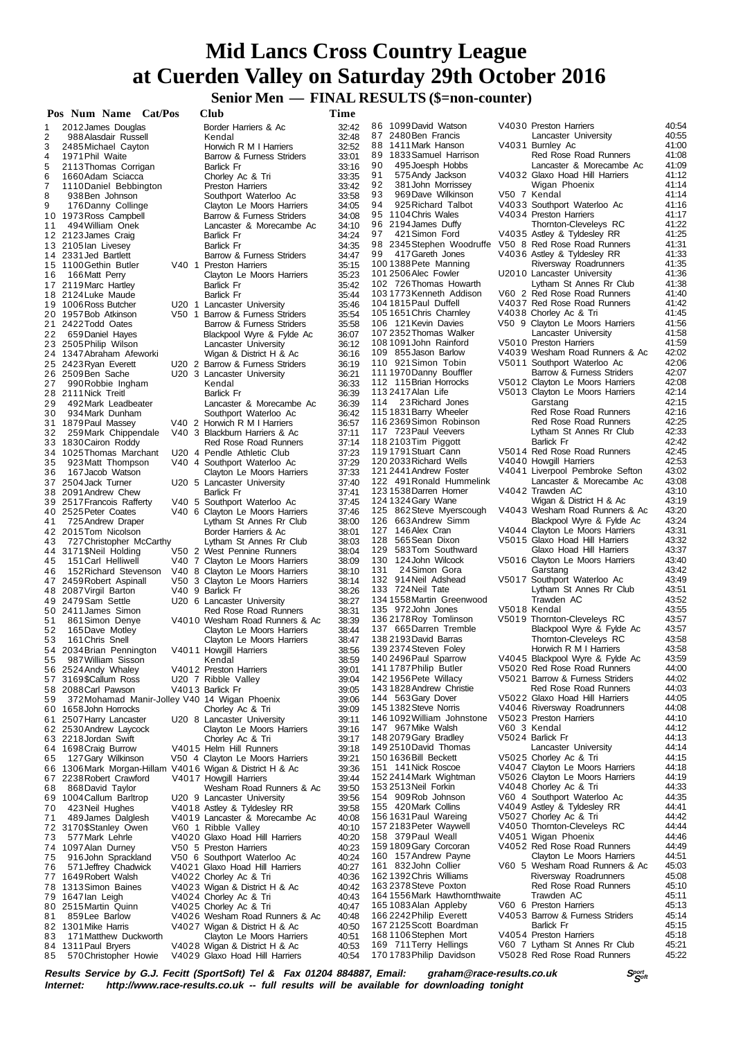# Mid Lancs Cross Country League at Cuerden Valley on Saturday 29th October 2016

## Senior Men — FINAL RESULTS ($=non-counter)

| Pos | Num | Name | Cat/Pos | Club | Time |
|---|---|---|---|---|---|
| 1 | 2012 | James Douglas | | Border Harriers & Ac | 32:42 |
| 2 | 988 | Alasdair Russell | | Kendal | 32:48 |
| 3 | 2485 | Michael Cayton | | Horwich R M I Harriers | 32:52 |
| 4 | 1971 | Phil Waite | | Barrow & Furness Striders | 33:01 |
| 5 | 2113 | Thomas Corrigan | | Barlick Fr | 33:16 |
| 6 | 1660 | Adam Sciacca | | Chorley Ac & Tri | 33:35 |
| 7 | 1110 | Daniel Bebbington | | Preston Harriers | 33:42 |
| 8 | 938 | Ben Johnson | | Southport Waterloo Ac | 33:58 |
| 9 | 176 | Danny Collinge | | Clayton Le Moors Harriers | 34:05 |
| 10 | 1973 | Ross Campbell | | Barrow & Furness Striders | 34:08 |
| 11 | 494 | William Onek | | Lancaster & Morecambe Ac | 34:10 |
| 12 | 2123 | James Craig | | Barlick Fr | 34:24 |
| 13 | 2105 | Ian Livesey | | Barlick Fr | 34:35 |
| 14 | 2331 | Jed Bartlett | | Barrow & Furness Striders | 34:47 |
| 15 | 1100 | Gethin Butler | V40 1 | Preston Harriers | 35:15 |
| 16 | 166 | Matt Perry | | Clayton Le Moors Harriers | 35:23 |
| 17 | 2119 | Marc Hartley | | Barlick Fr | 35:42 |
| 18 | 2124 | Luke Maude | | Barlick Fr | 35:44 |
| 19 | 1006 | Ross Butcher | U20 1 | Lancaster University | 35:46 |
| 20 | 1957 | Bob Atkinson | V50 1 | Barrow & Furness Striders | 35:54 |
| 21 | 2422 | Todd Oates | | Barrow & Furness Striders | 35:58 |
| 22 | 659 | Daniel Hayes | | Blackpool Wyre & Fylde Ac | 36:07 |
| 23 | 2505 | Philip Wilson | | Lancaster University | 36:12 |
| 24 | 1347 | Abraham Afeworki | | Wigan & District H & Ac | 36:16 |
| 25 | 2423 | Ryan Everett | U20 2 | Barrow & Furness Striders | 36:19 |
| 26 | 2509 | Ben Sache | U20 3 | Lancaster University | 36:21 |
| 27 | 990 | Robbie Ingham | | Kendal | 36:33 |
| 28 | 2111 | Nick Treitl | | Barlick Fr | 36:39 |
| 29 | 492 | Mark Leadbeater | | Lancaster & Morecambe Ac | 36:39 |
| 30 | 934 | Mark Dunham | | Southport Waterloo Ac | 36:42 |
| 31 | 1879 | Paul Massey | V40 2 | Horwich R M I Harriers | 36:57 |
| 32 | 259 | Mark Chippendale | V40 3 | Blackburn Harriers & Ac | 37:11 |
| 33 | 1830 | Cairon Roddy | | Red Rose Road Runners | 37:14 |
| 34 | 1025 | Thomas Marchant | U20 4 | Pendle Athletic Club | 37:23 |
| 35 | 923 | Matt Thompson | V40 4 | Southport Waterloo Ac | 37:29 |
| 36 | 167 | Jacob Watson | | Clayton Le Moors Harriers | 37:33 |
| 37 | 2504 | Jack Turner | U20 5 | Lancaster University | 37:40 |
| 38 | 2091 | Andrew Chew | | Barlick Fr | 37:41 |
| 39 | 2517 | Francois Rafferty | V40 5 | Southport Waterloo Ac | 37:45 |
| 40 | 2525 | Peter Coates | V40 6 | Clayton Le Moors Harriers | 37:46 |
| 41 | 725 | Andrew Draper | | Lytham St Annes Rr Club | 38:00 |
| 42 | 2015 | Tom Nicolson | | Border Harriers & Ac | 38:01 |
| 43 | 727 | Christopher McCarthy | | Lytham St Annes Rr Club | 38:03 |
| 44 | 3171 | $Neil Holding | V50 2 | West Pennine Runners | 38:04 |
| 45 | 151 | Carl Helliwell | V40 7 | Clayton Le Moors Harriers | 38:09 |
| 46 | 152 | Richard Stevenson | V40 8 | Clayton Le Moors Harriers | 38:10 |
| 47 | 2459 | Robert Aspinall | V50 3 | Clayton Le Moors Harriers | 38:14 |
| 48 | 2087 | Virgil Barton | V40 9 | Barlick Fr | 38:26 |
| 49 | 2479 | Sam Settle | U20 6 | Lancaster University | 38:27 |
| 50 | 2411 | James Simon | | Red Rose Road Runners | 38:31 |
| 51 | 861 | Simon Denye | V4010 | Wesham Road Runners & Ac | 38:39 |
| 52 | 165 | Dave Motley | | Clayton Le Moors Harriers | 38:44 |
| 53 | 161 | Chris Snell | | Clayton Le Moors Harriers | 38:47 |
| 54 | 2034 | Brian Pennington | V4011 | Howgill Harriers | 38:56 |
| 55 | 987 | William Sisson | | Kendal | 38:59 |
| 56 | 2524 | Andy Whaley | V4012 | Preston Harriers | 39:01 |
| 57 | 3169 | $Callum Ross | U20 7 | Ribble Valley | 39:04 |
| 58 | 2088 | Carl Pawson | V4013 | Barlick Fr | 39:05 |
| 59 | 372 | Mohamad Manir-Jolley | V40 14 | Wigan Phoenix | 39:06 |
| 60 | 1658 | John Horrocks | | Chorley Ac & Tri | 39:09 |
| 61 | 2507 | Harry Lancaster | U20 8 | Lancaster University | 39:11 |
| 62 | 2530 | Andrew Laycock | | Clayton Le Moors Harriers | 39:16 |
| 63 | 2218 | Jordan Swift | | Chorley Ac & Tri | 39:17 |
| 64 | 1698 | Craig Burrow | V4015 | Helm Hill Runners | 39:18 |
| 65 | 127 | Gary Wilkinson | V50 4 | Clayton Le Moors Harriers | 39:21 |
| 66 | 1306 | Mark Morgan-Hillam | V4016 | Wigan & District H & Ac | 39:36 |
| 67 | 2238 | Robert Crawford | V4017 | Howgill Harriers | 39:44 |
| 68 | 868 | David Taylor | | Wesham Road Runners & Ac | 39:50 |
| 69 | 1004 | Callum Barltrop | U20 9 | Lancaster University | 39:56 |
| 70 | 423 | Neil Hughes | V4018 | Astley & Tyldesley RR | 39:58 |
| 71 | 489 | James Dalglesh | V4019 | Lancaster & Morecambe Ac | 40:08 |
| 72 | 3170 | $Stanley Owen | V60 1 | Ribble Valley | 40:10 |
| 73 | 577 | Mark Lehrle | V4020 | Glaxo Hoad Hill Harriers | 40:20 |
| 74 | 1097 | Alan Durney | V50 5 | Preston Harriers | 40:23 |
| 75 | 916 | John Sprackland | V50 6 | Southport Waterloo Ac | 40:24 |
| 76 | 571 | Jeffrey Chadwick | V4021 | Glaxo Hoad Hill Harriers | 40:27 |
| 77 | 1649 | Robert Walsh | V4022 | Chorley Ac & Tri | 40:36 |
| 78 | 1313 | Simon Baines | V4023 | Wigan & District H & Ac | 40:42 |
| 79 | 1647 | Ian Leigh | V4024 | Chorley Ac & Tri | 40:43 |
| 80 | 2515 | Martin Quinn | V4025 | Chorley Ac & Tri | 40:47 |
| 81 | 859 | Lee Barlow | V4026 | Wesham Road Runners & Ac | 40:48 |
| 82 | 1301 | Mike Harris | V4027 | Wigan & District H & Ac | 40:50 |
| 83 | 171 | Matthew Duckworth | | Clayton Le Moors Harriers | 40:51 |
| 84 | 1311 | Paul Bryers | V4028 | Wigan & District H & Ac | 40:53 |
| 85 | 570 | Christopher Howie | V4029 | Glaxo Hoad Hill Harriers | 40:54 |
| 86 | 1099 | David Watson | V4030 | Preston Harriers | 40:54 |
| 87 | 2480 | Ben Francis | | Lancaster University | 40:55 |
| 88 | 1411 | Mark Hanson | V4031 | Burnley Ac | 41:00 |
| 89 | 1833 | Samuel Harrison | | Red Rose Road Runners | 41:08 |
| 90 | 495 | Joesph Hobbs | | Lancaster & Morecambe Ac | 41:09 |
| 91 | 575 | Andy Jackson | V4032 | Glaxo Hoad Hill Harriers | 41:12 |
| 92 | 381 | John Morrissey | | Wigan Phoenix | 41:14 |
| 93 | 969 | Dave Wilkinson | V50 7 | Kendal | 41:14 |
| 94 | 925 | Richard Talbot | V4033 | Southport Waterloo Ac | 41:16 |
| 95 | 1104 | Chris Wales | V4034 | Preston Harriers | 41:17 |
| 96 | 2194 | James Duffy | | Thornton-Cleveleys RC | 41:22 |
| 97 | 421 | Simon Ford | V4035 | Astley & Tyldesley RR | 41:25 |
| 98 | 2345 | Stephen Woodruffe | V50 8 | Red Rose Road Runners | 41:31 |
| 99 | 417 | Gareth Jones | V4036 | Astley & Tyldesley RR | 41:33 |
| 100 | 1388 | Pete Manning | | Riversway Roadrunners | 41:35 |
| 101 | 2506 | Alec Fowler | U2010 | Lancaster University | 41:36 |
| 102 | 726 | Thomas Howarth | | Lytham St Annes Rr Club | 41:38 |
| 103 | 1773 | Kenneth Addison | V60 2 | Red Rose Road Runners | 41:40 |
| 104 | 1815 | Paul Duffell | V4037 | Red Rose Road Runners | 41:42 |
| 105 | 1651 | Chris Charnley | V4038 | Chorley Ac & Tri | 41:45 |
| 106 | 121 | Kevin Davies | V50 9 | Clayton Le Moors Harriers | 41:56 |
| 107 | 2352 | Thomas Walker | | Lancaster University | 41:58 |
| 108 | 1091 | John Rainford | V5010 | Preston Harriers | 41:59 |
| 109 | 855 | Jason Barlow | V4039 | Wesham Road Runners & Ac | 42:02 |
| 110 | 921 | Simon Tobin | V5011 | Southport Waterloo Ac | 42:06 |
| 111 | 1970 | Danny Bouffler | | Barrow & Furness Striders | 42:07 |
| 112 | 115 | Brian Horrocks | V5012 | Clayton Le Moors Harriers | 42:08 |
| 113 | 2417 | Alan Life | V5013 | Clayton Le Moors Harriers | 42:14 |
| 114 | 23 | Richard Jones | | Garstang | 42:15 |
| 115 | 1831 | Barry Wheeler | | Red Rose Road Runners | 42:16 |
| 116 | 2369 | Simon Robinson | | Red Rose Road Runners | 42:25 |
| 117 | 723 | Paul Veevers | | Lytham St Annes Rr Club | 42:33 |
| 118 | 2103 | Tim Piggott | | Barlick Fr | 42:42 |
| 119 | 1791 | Stuart Cann | V5014 | Red Rose Road Runners | 42:45 |
| 120 | 2033 | Richard Wells | V4040 | Howgill Harriers | 42:53 |
| 121 | 2441 | Andrew Foster | V4041 | Liverpool Pembroke Sefton | 43:02 |
| 122 | 491 | Ronald Hummelink | | Lancaster & Morecambe Ac | 43:08 |
| 123 | 1538 | Darren Horner | V4042 | Trawden AC | 43:10 |
| 124 | 1324 | Gary Wane | | Wigan & District H & Ac | 43:19 |
| 125 | 862 | Steve Myerscough | V4043 | Wesham Road Runners & Ac | 43:20 |
| 126 | 663 | Andrew Simm | | Blackpool Wyre & Fylde Ac | 43:24 |
| 127 | 146 | Alex Cran | V4044 | Clayton Le Moors Harriers | 43:31 |
| 128 | 565 | Sean Dixon | V5015 | Glaxo Hoad Hill Harriers | 43:32 |
| 129 | 583 | Tom Southward | | Glaxo Hoad Hill Harriers | 43:37 |
| 130 | 124 | John Wilcock | V5016 | Clayton Le Moors Harriers | 43:40 |
| 131 | 24 | Simon Gora | | Garstang | 43:42 |
| 132 | 914 | Neil Adshead | V5017 | Southport Waterloo Ac | 43:49 |
| 133 | 724 | Neil Tate | | Lytham St Annes Rr Club | 43:51 |
| 134 | 1558 | Martin Greenwood | | Trawden AC | 43:52 |
| 135 | 972 | John Jones | V5018 | Kendal | 43:55 |
| 136 | 2178 | Roy Tomlinson | V5019 | Thornton-Cleveleys RC | 43:57 |
| 137 | 665 | Darren Tremble | | Blackpool Wyre & Fylde Ac | 43:57 |
| 138 | 2193 | David Barras | | Thornton-Cleveleys RC | 43:58 |
| 139 | 2374 | Steven Foley | | Horwich R M I Harriers | 43:58 |
| 140 | 2496 | Paul Sparrow | V4045 | Blackpool Wyre & Fylde Ac | 43:59 |
| 141 | 1787 | Philip Butler | V5020 | Red Rose Road Runners | 44:00 |
| 142 | 1956 | Pete Willacy | V5021 | Barrow & Furness Striders | 44:02 |
| 143 | 1828 | Andrew Christie | | Red Rose Road Runners | 44:03 |
| 144 | 563 | Gary Dover | V5022 | Glaxo Hoad Hill Harriers | 44:05 |
| 145 | 1382 | Steve Norris | V4046 | Riversway Roadrunners | 44:08 |
| 146 | 1092 | William Johnstone | V5023 | Preston Harriers | 44:10 |
| 147 | 967 | Mike Walsh | V60 3 | Kendal | 44:12 |
| 148 | 2079 | Gary Bradley | V5024 | Barlick Fr | 44:13 |
| 149 | 2510 | David Thomas | | Lancaster University | 44:14 |
| 150 | 1636 | Bill Beckett | V5025 | Chorley Ac & Tri | 44:15 |
| 151 | 141 | Nick Roscoe | V4047 | Clayton Le Moors Harriers | 44:18 |
| 152 | 2414 | Mark Wightman | V5026 | Clayton Le Moors Harriers | 44:19 |
| 153 | 2513 | Neil Forkin | V4048 | Chorley Ac & Tri | 44:33 |
| 154 | 909 | Rob Johnson | V60 4 | Southport Waterloo Ac | 44:35 |
| 155 | 420 | Mark Collins | V4049 | Astley & Tyldesley RR | 44:41 |
| 156 | 1631 | Paul Wareing | V5027 | Chorley Ac & Tri | 44:42 |
| 157 | 2183 | Peter Waywell | V4050 | Thornton-Cleveleys RC | 44:44 |
| 158 | 379 | Paul Weall | V4051 | Wigan Phoenix | 44:46 |
| 159 | 1809 | Gary Corcoran | V4052 | Red Rose Road Runners | 44:49 |
| 160 | 157 | Andrew Payne | | Clayton Le Moors Harriers | 44:51 |
| 161 | 832 | John Collier | V60 5 | Wesham Road Runners & Ac | 45:03 |
| 162 | 1392 | Chris Williams | | Riversway Roadrunners | 45:08 |
| 163 | 2378 | Steve Poxton | | Red Rose Road Runners | 45:10 |
| 164 | 1556 | Mark Hawthornthwaite | | Trawden AC | 45:11 |
| 165 | 1083 | Alan Appleby | V60 6 | Preston Harriers | 45:13 |
| 166 | 2242 | Philip Everett | V4053 | Barrow & Furness Striders | 45:14 |
| 167 | 2125 | Scott Boardman | | Barlick Fr | 45:15 |
| 168 | 1106 | Stephen Mort | V4054 | Preston Harriers | 45:18 |
| 169 | 711 | Terry Hellings | V60 7 | Lytham St Annes Rr Club | 45:21 |
| 170 | 1783 | Philip Davidson | V5028 | Red Rose Road Runners | 45:22 |

**Results Service by G.J. Fecitt (SportSoft) Tel & Fax 01204 884887, Email: graham@race-results.co.uk**
**Internet: http://www.race-results.co.uk -- full results will be available for downloading tonight**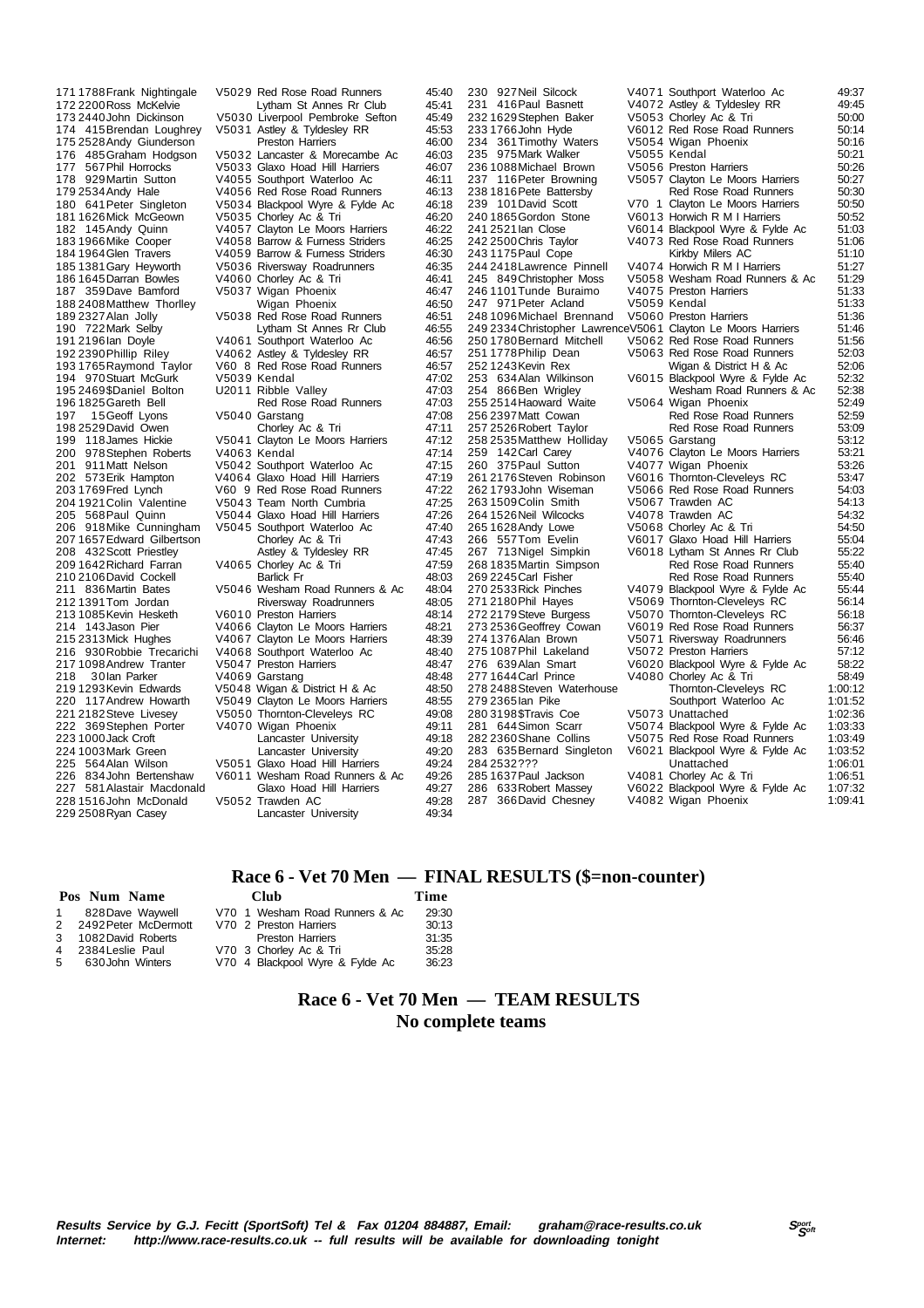| Pos | Num | Name | Cat | Club | Time |
|---|---|---|---|---|---|
| 171 | 1788 | Frank Nightingale | V5029 | Red Rose Road Runners | 45:40 |
| 172 | 2200 | Ross McKelvie | | Lytham St Annes Rr Club | 45:41 |
| 173 | 2440 | John Dickinson | V5030 | Liverpool Pembroke Sefton | 45:49 |
| 174 | 415 | Brendan Loughrey | V5031 | Astley & Tyldesley RR | 45:53 |
| 175 | 2528 | Andy Giunderson | | Preston Harriers | 46:00 |
| 176 | 485 | Graham Hodgson | V5032 | Lancaster & Morecambe Ac | 46:03 |
| 177 | 567 | Phil Horrocks | V5033 | Glaxo Hoad Hill Harriers | 46:07 |
| 178 | 929 | Martin Sutton | V4055 | Southport Waterloo Ac | 46:11 |
| 179 | 2534 | Andy Hale | V4056 | Red Rose Road Runners | 46:13 |
| 180 | 641 | Peter Singleton | V5034 | Blackpool Wyre & Fylde Ac | 46:18 |
| 181 | 1626 | Mick McGeown | V5035 | Chorley Ac & Tri | 46:20 |
| 182 | 145 | Andy Quinn | V4057 | Clayton Le Moors Harriers | 46:22 |
| 183 | 1966 | Mike Cooper | V4058 | Barrow & Furness Striders | 46:25 |
| 184 | 1964 | Glen Travers | V4059 | Barrow & Furness Striders | 46:30 |
| 185 | 1381 | Gary Heyworth | V5036 | Riversway Roadrunners | 46:35 |
| 186 | 1645 | Darran Bowles | V4060 | Chorley Ac & Tri | 46:41 |
| 187 | 359 | Dave Bamford | V5037 | Wigan Phoenix | 46:47 |
| 188 | 2408 | Matthew Thorlley | | Wigan Phoenix | 46:50 |
| 189 | 2327 | Alan Jolly | V5038 | Red Rose Road Runners | 46:51 |
| 190 | 722 | Mark Selby | | Lytham St Annes Rr Club | 46:55 |
| 191 | 2196 | Ian Doyle | V4061 | Southport Waterloo Ac | 46:56 |
| 192 | 2390 | Phillip Riley | V4062 | Astley & Tyldesley RR | 46:57 |
| 193 | 1765 | Raymond Taylor | V60 8 | Red Rose Road Runners | 46:57 |
| 194 | 970 | Stuart McGurk | V5039 | Kendal | 47:02 |
| 195 | 2469 | $Daniel Bolton | U2011 | Ribble Valley | 47:03 |
| 196 | 1825 | Gareth Bell | | Red Rose Road Runners | 47:03 |
| 197 | 15 | Geoff Lyons | V5040 | Garstang | 47:08 |
| 198 | 2529 | David Owen | | Chorley Ac & Tri | 47:11 |
| 199 | 118 | James Hickie | V5041 | Clayton Le Moors Harriers | 47:12 |
| 200 | 978 | Stephen Roberts | V4063 | Kendal | 47:14 |
| 201 | 911 | Matt Nelson | V5042 | Southport Waterloo Ac | 47:15 |
| 202 | 573 | Erik Hampton | V4064 | Glaxo Hoad Hill Harriers | 47:19 |
| 203 | 1769 | Fred Lynch | V60 9 | Red Rose Road Runners | 47:22 |
| 204 | 1921 | Colin Valentine | V5043 | Team North Cumbria | 47:25 |
| 205 | 568 | Paul Quinn | V5044 | Glaxo Hoad Hill Harriers | 47:26 |
| 206 | 918 | Mike Cunningham | V5045 | Southport Waterloo Ac | 47:40 |
| 207 | 1657 | Edward Gilbertson | | Chorley Ac & Tri | 47:43 |
| 208 | 432 | Scott Priestley | | Astley & Tyldesley RR | 47:45 |
| 209 | 1642 | Richard Farran | V4065 | Chorley Ac & Tri | 47:59 |
| 210 | 2106 | David Cockell | | Barlick Fr | 48:03 |
| 211 | 836 | Martin Bates | V5046 | Wesham Road Runners & Ac | 48:04 |
| 212 | 1391 | Tom Jordan | | Riversway Roadrunners | 48:05 |
| 213 | 1085 | Kevin Hesketh | V6010 | Preston Harriers | 48:14 |
| 214 | 143 | Jason Pier | V4066 | Clayton Le Moors Harriers | 48:21 |
| 215 | 2313 | Mick Hughes | V4067 | Clayton Le Moors Harriers | 48:39 |
| 216 | 930 | Robbie Trecarichi | V4068 | Southport Waterloo Ac | 48:40 |
| 217 | 1098 | Andrew Tranter | V5047 | Preston Harriers | 48:47 |
| 218 | 30 | Ian Parker | V4069 | Garstang | 48:48 |
| 219 | 1293 | Kevin Edwards | V5048 | Wigan & District H & Ac | 48:50 |
| 220 | 117 | Andrew Howarth | V5049 | Clayton Le Moors Harriers | 48:55 |
| 221 | 2182 | Steve Livesey | V5050 | Thornton-Cleveleys RC | 49:08 |
| 222 | 369 | Stephen Porter | V4070 | Wigan Phoenix | 49:11 |
| 223 | 1000 | Jack Croft | | Lancaster University | 49:18 |
| 224 | 1003 | Mark Green | | Lancaster University | 49:20 |
| 225 | 564 | Alan Wilson | V5051 | Glaxo Hoad Hill Harriers | 49:24 |
| 226 | 834 | John Bertenshaw | V6011 | Wesham Road Runners & Ac | 49:26 |
| 227 | 581 | Alastair Macdonald | | Glaxo Hoad Hill Harriers | 49:27 |
| 228 | 1516 | John McDonald | V5052 | Trawden AC | 49:28 |
| 229 | 2508 | Ryan Casey | | Lancaster University | 49:34 |
| 230 | 927 | Neil Silcock | V4071 | Southport Waterloo Ac | 49:37 |
| 231 | 416 | Paul Basnett | V4072 | Astley & Tyldesley RR | 49:45 |
| 232 | 1629 | Stephen Baker | V5053 | Chorley Ac & Tri | 50:00 |
| 233 | 1766 | John Hyde | V6012 | Red Rose Road Runners | 50:14 |
| 234 | 361 | Timothy Waters | V5054 | Wigan Phoenix | 50:16 |
| 235 | 975 | Mark Walker | V5055 | Kendal | 50:21 |
| 236 | 1088 | Michael Brown | V5056 | Preston Harriers | 50:26 |
| 237 | 116 | Peter Browning | V5057 | Clayton Le Moors Harriers | 50:27 |
| 238 | 1816 | Pete Battersby | | Red Rose Road Runners | 50:30 |
| 239 | 101 | David Scott | V70 1 | Clayton Le Moors Harriers | 50:50 |
| 240 | 1865 | Gordon Stone | V6013 | Horwich R M I Harriers | 50:52 |
| 241 | 2521 | Ian Close | V6014 | Blackpool Wyre & Fylde Ac | 51:03 |
| 242 | 2500 | Chris Taylor | V4073 | Red Rose Road Runners | 51:06 |
| 243 | 1175 | Paul Cope | | Kirkby Milers AC | 51:10 |
| 244 | 2418 | Lawrence Pinnell | V4074 | Horwich R M I Harriers | 51:27 |
| 245 | 849 | Christopher Moss | V5058 | Wesham Road Runners & Ac | 51:29 |
| 246 | 1101 | Tunde Buraimo | V4075 | Preston Harriers | 51:33 |
| 247 | 971 | Peter Acland | V5059 | Kendal | 51:33 |
| 248 | 1096 | Michael Brennand | V5060 | Preston Harriers | 51:36 |
| 249 | 2334 | Christopher Lawrence | V5061 | Clayton Le Moors Harriers | 51:46 |
| 250 | 1780 | Bernard Mitchell | V5062 | Red Rose Road Runners | 51:56 |
| 251 | 1778 | Philip Dean | V5063 | Red Rose Road Runners | 52:03 |
| 252 | 1243 | Kevin Rex | | Wigan & District H & Ac | 52:06 |
| 253 | 634 | Alan Wilkinson | V6015 | Blackpool Wyre & Fylde Ac | 52:32 |
| 254 | 866 | Ben Wrigley | | Wesham Road Runners & Ac | 52:38 |
| 255 | 2514 | Haoward Waite | V5064 | Wigan Phoenix | 52:49 |
| 256 | 2397 | Matt Cowan | | Red Rose Road Runners | 52:59 |
| 257 | 2526 | Robert Taylor | | Red Rose Road Runners | 53:09 |
| 258 | 2535 | Matthew Holliday | V5065 | Garstang | 53:12 |
| 259 | 142 | Carl Carey | V4076 | Clayton Le Moors Harriers | 53:21 |
| 260 | 375 | Paul Sutton | V4077 | Wigan Phoenix | 53:26 |
| 261 | 2176 | Steven Robinson | V6016 | Thornton-Cleveleys RC | 53:47 |
| 262 | 1793 | John Wiseman | V5066 | Red Rose Road Runners | 54:03 |
| 263 | 1509 | Colin Smith | V5067 | Trawden AC | 54:13 |
| 264 | 1526 | Neil Wilcocks | V4078 | Trawden AC | 54:32 |
| 265 | 1628 | Andy Lowe | V5068 | Chorley Ac & Tri | 54:50 |
| 266 | 557 | Tom Evelin | V6017 | Glaxo Hoad Hill Harriers | 55:04 |
| 267 | 713 | Nigel Simpkin | V6018 | Lytham St Annes Rr Club | 55:22 |
| 268 | 1835 | Martin Simpson | | Red Rose Road Runners | 55:40 |
| 269 | 2245 | Carl Fisher | | Red Rose Road Runners | 55:40 |
| 270 | 2533 | Rick Pinches | V4079 | Blackpool Wyre & Fylde Ac | 55:44 |
| 271 | 2180 | Phil Hayes | V5069 | Thornton-Cleveleys RC | 56:14 |
| 272 | 2179 | Steve Burgess | V5070 | Thornton-Cleveleys RC | 56:18 |
| 273 | 2536 | Geoffrey Cowan | V6019 | Red Rose Road Runners | 56:37 |
| 274 | 1376 | Alan Brown | V5071 | Riversway Roadrunners | 56:46 |
| 275 | 1087 | Phil Lakeland | V5072 | Preston Harriers | 57:12 |
| 276 | 639 | Alan Smart | V6020 | Blackpool Wyre & Fylde Ac | 58:22 |
| 277 | 1644 | Carl Prince | V4080 | Chorley Ac & Tri | 58:49 |
| 278 | 2488 | Steven Waterhouse | | Thornton-Cleveleys RC | 1:00:12 |
| 279 | 2365 | Ian Pike | | Southport Waterloo Ac | 1:01:52 |
| 280 | 3198 | $Travis Coe | V5073 | Unattached | 1:02:36 |
| 281 | 644 | Simon Scarr | V5074 | Blackpool Wyre & Fylde Ac | 1:03:33 |
| 282 | 2360 | Shane Collins | V5075 | Red Rose Road Runners | 1:03:49 |
| 283 | 635 | Bernard Singleton | V6021 | Blackpool Wyre & Fylde Ac | 1:03:52 |
| 284 | 2532 | ??? | | Unattached | 1:06:01 |
| 285 | 1637 | Paul Jackson | V4081 | Chorley Ac & Tri | 1:06:51 |
| 286 | 633 | Robert Massey | V6022 | Blackpool Wyre & Fylde Ac | 1:07:32 |
| 287 | 366 | David Chesney | V4082 | Wigan Phoenix | 1:09:41 |

## Race 6 - Vet 70 Men — FINAL RESULTS ($=non-counter)

| Pos | Num | Name | Cat | Club | Time |
|---|---|---|---|---|---|
| 1 | 828 | Dave Waywell | V70 1 | Wesham Road Runners & Ac | 29:30 |
| 2 | 2492 | Peter McDermott | V70 2 | Preston Harriers | 30:13 |
| 3 | 1082 | David Roberts | | Preston Harriers | 31:35 |
| 4 | 2384 | Leslie Paul | V70 3 | Chorley Ac & Tri | 35:28 |
| 5 | 630 | John Winters | V70 4 | Blackpool Wyre & Fylde Ac | 36:23 |

## Race 6 - Vet 70 Men — TEAM RESULTS

**No complete teams**

***Results Service by G.J. Fecitt (SportSoft) Tel & Fax 01204 884887, Email: graham@race-results.co.uk***
***Internet: http://www.race-results.co.uk -- full results will be available for downloading tonight***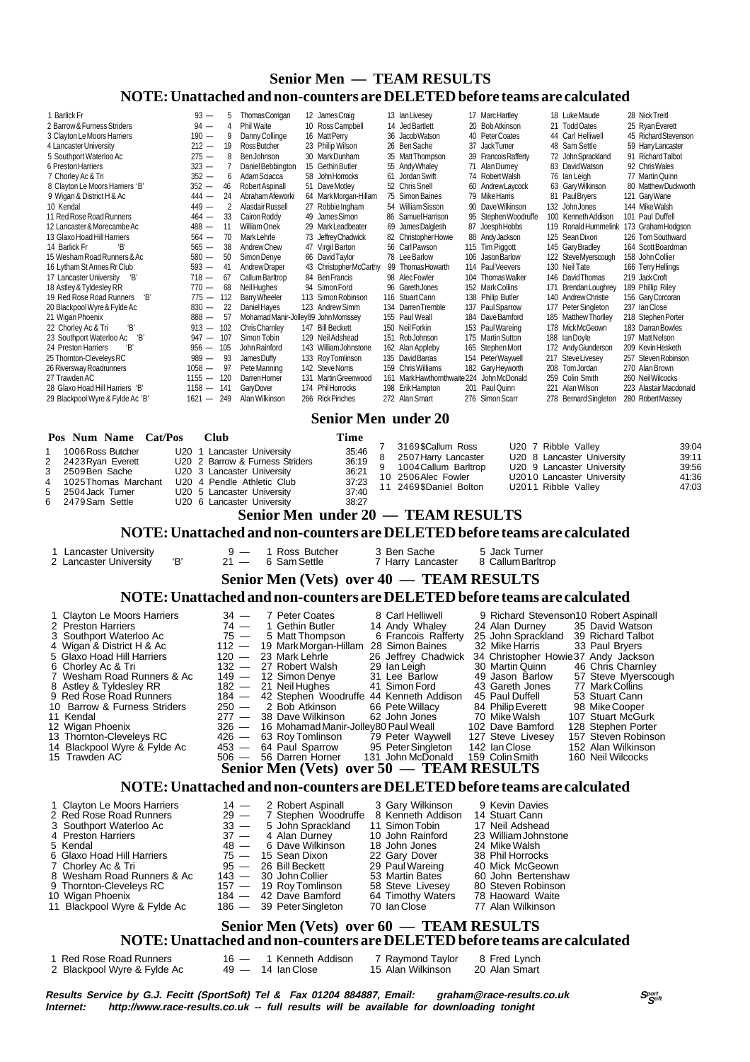## Senior Men — TEAM RESULTS

### NOTE: Unattached and non-counters are DELETED before teams are calculated

| | | | | | | | | |
|---|---|---|---|---|---|---|---|---|
| 1 Barlick Fr | 93 — | 5 Thomas Corrigan | 12 James Craig | 13 Ian Livesey | 17 Marc Hartley | 18 Luke Maude | 28 Nick Treitl |
| 2 Barrow & Furness Striders | 94 — | 4 Phil Waite | 10 Ross Campbell | 14 Jed Bartlett | 20 Bob Atkinson | 21 Todd Oates | 25 Ryan Everett |
| 3 Clayton Le Moors Harriers | 190 — | 9 Danny Collinge | 16 Matt Perry | 36 Jacob Watson | 40 Peter Coates | 44 Carl Helliwell | 45 Richard Stevenson |
| 4 Lancaster University | 212 — | 19 Ross Butcher | 23 Philip Wilson | 26 Ben Sache | 37 Jack Turner | 48 Sam Settle | 59 Harry Lancaster |
| 5 Southport Waterloo Ac | 275 — | 8 Ben Johnson | 30 Mark Dunham | 35 Matt Thompson | 39 Francois Rafferty | 72 John Sprackland | 91 Richard Talbot |
| 6 Preston Harriers | 323 — | 7 Daniel Bebbington | 15 Gethin Butler | 55 Andy Whaley | 71 Alan Durney | 83 David Watson | 92 Chris Wales |
| 7 Chorley Ac & Tri | 352 — | 6 Adam Sciacca | 58 John Horrocks | 61 Jordan Swift | 74 Robert Walsh | 76 Ian Leigh | 77 Martin Quinn |
| 8 Clayton Le Moors Harriers 'B' | 352 — | 46 Robert Aspinall | 51 Dave Motley | 52 Chris Snell | 60 Andrew Laycock | 63 Gary Wilkinson | 80 Matthew Duckworth |
| 9 Wigan & District H & Ac | 444 — | 24 Abraham Afeworki | 64 Mark Morgan-Hillam | 75 Simon Baines | 79 Mike Harris | 81 Paul Bryers | 121 Gary Wane |
| 10 Kendal | 449 — | 2 Alasdair Russell | 27 Robbie Ingham | 54 William Sisson | 90 Dave Wilkinson | 132 John Jones | 144 Mike Walsh |
| 11 Red Rose Road Runners | 464 — | 33 Cairon Roddy | 49 James Simon | 86 Samuel Harrison | 95 Stephen Woodruffe | 100 Kenneth Addison | 101 Paul Duffell |
| 12 Lancaster & Morecambe Ac | 488 — | 11 William Onek | 29 Mark Leadbeater | 69 James Dalglesh | 87 Joesph Hobbs | 119 Ronald Hummelink | 173 Graham Hodgson |
| 13 Glaxo Hoad Hill Harriers | 564 — | 70 Mark Lehrle | 73 Jeffrey Chadwick | 82 Christopher Howie | 88 Andy Jackson | 125 Sean Dixon | 126 Tom Southward |
| 14 Barlick Fr 'B' | 565 — | 38 Andrew Chew | 47 Virgil Barton | 56 Carl Pawson | 115 Tim Piggott | 145 Gary Bradley | 164 Scott Boardman |
| 15 Wesham Road Runners & Ac | 580 — | 50 Simon Denye | 66 David Taylor | 78 Lee Barlow | 106 Jason Barlow | 122 Steve Myerscough | 158 John Collier |
| 16 Lytham St Annes Rr Club | 593 — | 41 Andrew Draper | 43 Christopher McCarthy | 99 Thomas Howarth | 114 Paul Veevers | 130 Neil Tate | 166 Terry Hellings |
| 17 Lancaster University 'B' | 718 — | 67 Callum Barltrop | 84 Ben Francis | 98 Alec Fowler | 104 Thomas Walker | 146 David Thomas | 219 Jack Croft |
| 18 Astley & Tyldesley RR | 770 — | 68 Neil Hughes | 94 Simon Ford | 96 Gareth Jones | 152 Mark Collins | 171 Brendan Loughrey | 189 Phillip Riley |
| 19 Red Rose Road Runners 'B' | 775 — | 112 Barry Wheeler | 113 Simon Robinson | 116 Stuart Cann | 138 Philip Butler | 140 Andrew Christie | 156 Gary Corcoran |
| 20 Blackpool Wyre & Fylde Ac | 830 — | 22 Daniel Hayes | 123 Andrew Simm | 134 Darren Tremble | 137 Paul Sparrow | 177 Peter Singleton | 237 Ian Close |
| 21 Wigan Phoenix | 888 — | 57 Mohamad Manir-Jolley | 89 John Morrissey | 155 Paul Weall | 184 Dave Bamford | 185 Matthew Thorley | 218 Stephen Porter |
| 22 Chorley Ac & Tri 'B' | 913 — | 102 Chris Charnley | 147 Bill Beckett | 150 Neil Forkin | 153 Paul Wareing | 178 Mick McGeown | 183 Darran Bowles |
| 23 Southport Waterloo Ac 'B' | 947 — | 107 Simon Tobin | 129 Neil Adshead | 151 Rob Johnson | 175 Martin Sutton | 188 Ian Doyle | 197 Matt Nelson |
| 24 Preston Harriers 'B' | 956 — | 105 John Rainford | 143 William Johnstone | 162 Alan Appleby | 165 Stephen Mort | 172 Andy Giunderson | 209 Kevin Hesketh |
| 25 Thornton-Cleveleys RC | 989 — | 93 James Duffy | 133 Roy Tomlinson | 135 David Barras | 154 Peter Waywell | 217 Steve Livesey | 257 Steven Robinson |
| 26 Riversway Roadrunners | 1058 — | 97 Pete Manning | 142 Steve Norris | 159 Chris Williams | 182 Gary Heyworth | 208 Tom Jordan | 270 Alan Brown |
| 27 Trawden AC | 1155 — | 120 Darren Horner | 131 Martin Greenwood | 161 Mark Hawthornthwaite | 224 John McDonald | 259 Colin Smith | 260 Neil Wilcocks |
| 28 Glaxo Hoad Hill Harriers 'B' | 1158 — | 141 Gary Dover | 174 Phil Horrocks | 198 Erik Hampton | 201 Paul Quinn | 221 Alan Wilson | 223 Alastair Macdonald |
| 29 Blackpool Wyre & Fylde Ac 'B' | 1621 — | 249 Alan Wilkinson | 266 Rick Pinches | 272 Alan Smart | 276 Simon Scarr | 278 Bernard Singleton | 280 Robert Massey |

## Senior Men under 20

| Pos | Num | Name | Cat/Pos | Club | Time |
|---|---|---|---|---|---|
| 1 | 1006 | Ross Butcher | U20 1 | Lancaster University | 35:46 |
| 2 | 2423 | Ryan Everett | U20 2 | Barrow & Furness Striders | 36:19 |
| 3 | 2509 | Ben Sache | U20 3 | Lancaster University | 36:21 |
| 4 | 1025 | Thomas Marchant | U20 4 | Pendle Athletic Club | 37:23 |
| 5 | 2504 | Jack Turner | U20 5 | Lancaster University | 37:40 |
| 6 | 2479 | Sam Settle | U20 6 | Lancaster University | 38:27 |
| 7 | 3169 | $Callum Ross | U20 7 | Ribble Valley | 39:04 |
| 8 | 2507 | Harry Lancaster | U20 8 | Lancaster University | 39:11 |
| 9 | 1004 | Callum Barltrop | U20 9 | Lancaster University | 39:56 |
| 10 | 2506 | Alec Fowler | U20 10 | Lancaster University | 41:36 |
| 11 | 2469 | $Daniel Bolton | U20 11 | Ribble Valley | 47:03 |

## Senior Men under 20 — TEAM RESULTS

### NOTE: Unattached and non-counters are DELETED before teams are calculated

| | | | | |
|---|---|---|---|---|
| 1 Lancaster University | 9 — | 1 Ross Butcher | 3 Ben Sache | 5 Jack Turner |
| 2 Lancaster University 'B' | 21 — | 6 Sam Settle | 7 Harry Lancaster | 8 Callum Barltrop |

## Senior Men (Vets) over 40 — TEAM RESULTS

### NOTE: Unattached and non-counters are DELETED before teams are calculated

| | | | | | |
|---|---|---|---|---|---|
| 1 Clayton Le Moors Harriers | 34 — | 7 Peter Coates | 8 Carl Helliwell | 9 Richard Stevenson | 10 Robert Aspinall |
| 2 Preston Harriers | 74 — | 1 Gethin Butler | 14 Andy Whaley | 24 Alan Durney | 35 David Watson |
| 3 Southport Waterloo Ac | 75 — | 5 Matt Thompson | 6 Francois Rafferty | 25 John Sprackland | 39 Richard Talbot |
| 4 Wigan & District H & Ac | 112 — | 19 Mark Morgan-Hillam | 28 Simon Baines | 32 Mike Harris | 33 Paul Bryers |
| 5 Glaxo Hoad Hill Harriers | 120 — | 23 Mark Lehrle | 26 Jeffrey Chadwick | 34 Christopher Howie | 37 Andy Jackson |
| 6 Chorley Ac & Tri | 132 — | 27 Robert Walsh | 29 Ian Leigh | 30 Martin Quinn | 46 Chris Charnley |
| 7 Wesham Road Runners & Ac | 149 — | 12 Simon Denye | 31 Lee Barlow | 49 Jason Barlow | 57 Steve Myerscough |
| 8 Astley & Tyldesley RR | 182 — | 21 Neil Hughes | 41 Simon Ford | 43 Gareth Jones | 77 Mark Collins |
| 9 Red Rose Road Runners | 184 — | 42 Stephen Woodruffe | 44 Kenneth Addison | 45 Paul Duffell | 53 Stuart Cann |
| 10 Barrow & Furness Striders | 250 — | 2 Bob Atkinson | 66 Pete Willacy | 84 Philip Everett | 98 Mike Cooper |
| 11 Kendal | 277 — | 38 Dave Wilkinson | 62 John Jones | 70 Mike Walsh | 107 Stuart McGurk |
| 12 Wigan Phoenix | 326 — | 16 Mohamad Manir-Jolley | 80 Paul Weall | 102 Dave Bamford | 128 Stephen Porter |
| 13 Thornton-Cleveleys RC | 426 — | 63 Roy Tomlinson | 79 Peter Waywell | 127 Steve Livesey | 157 Steven Robinson |
| 14 Blackpool Wyre & Fylde Ac | 453 — | 64 Paul Sparrow | 95 Peter Singleton | 142 Ian Close | 152 Alan Wilkinson |
| 15 Trawden AC | 506 — | 56 Darren Horner | 131 John McDonald | 159 Colin Smith | 160 Neil Wilcocks |

## Senior Men (Vets) over 50 — TEAM RESULTS

### NOTE: Unattached and non-counters are DELETED before teams are calculated

| | | | | |
|---|---|---|---|---|
| 1 Clayton Le Moors Harriers | 14 — | 2 Robert Aspinall | 3 Gary Wilkinson | 9 Kevin Davies |
| 2 Red Rose Road Runners | 29 — | 7 Stephen Woodruffe | 8 Kenneth Addison | 14 Stuart Cann |
| 3 Southport Waterloo Ac | 33 — | 5 John Sprackland | 11 Simon Tobin | 17 Neil Adshead |
| 4 Preston Harriers | 37 — | 4 Alan Durney | 10 John Rainford | 23 William Johnstone |
| 5 Kendal | 48 — | 6 Dave Wilkinson | 18 John Jones | 24 Mike Walsh |
| 6 Glaxo Hoad Hill Harriers | 75 — | 15 Sean Dixon | 22 Gary Dover | 38 Phil Horrocks |
| 7 Chorley Ac & Tri | 95 — | 26 Bill Beckett | 29 Paul Wareing | 40 Mick McGeown |
| 8 Wesham Road Runners & Ac | 143 — | 30 John Collier | 53 Martin Bates | 60 John Bertenshaw |
| 9 Thornton-Cleveleys RC | 157 — | 19 Roy Tomlinson | 58 Steve Livesey | 80 Steven Robinson |
| 10 Wigan Phoenix | 184 — | 42 Dave Bamford | 64 Timothy Waters | 78 Haoward Waite |
| 11 Blackpool Wyre & Fylde Ac | 186 — | 39 Peter Singleton | 70 Ian Close | 77 Alan Wilkinson |

## Senior Men (Vets) over 60 — TEAM RESULTS

### NOTE: Unattached and non-counters are DELETED before teams are calculated

| | | | | |
|---|---|---|---|---|
| 1 Red Rose Road Runners | 16 — | 1 Kenneth Addison | 7 Raymond Taylor | 8 Fred Lynch |
| 2 Blackpool Wyre & Fylde Ac | 49 — | 14 Ian Close | 15 Alan Wilkinson | 20 Alan Smart |

***Results Service by G.J. Fecitt (SportSoft) Tel & Fax 01204 884887, Email: graham@race-results.co.uk***
***Internet: http://www.race-results.co.uk -- full results will be available for downloading tonight***